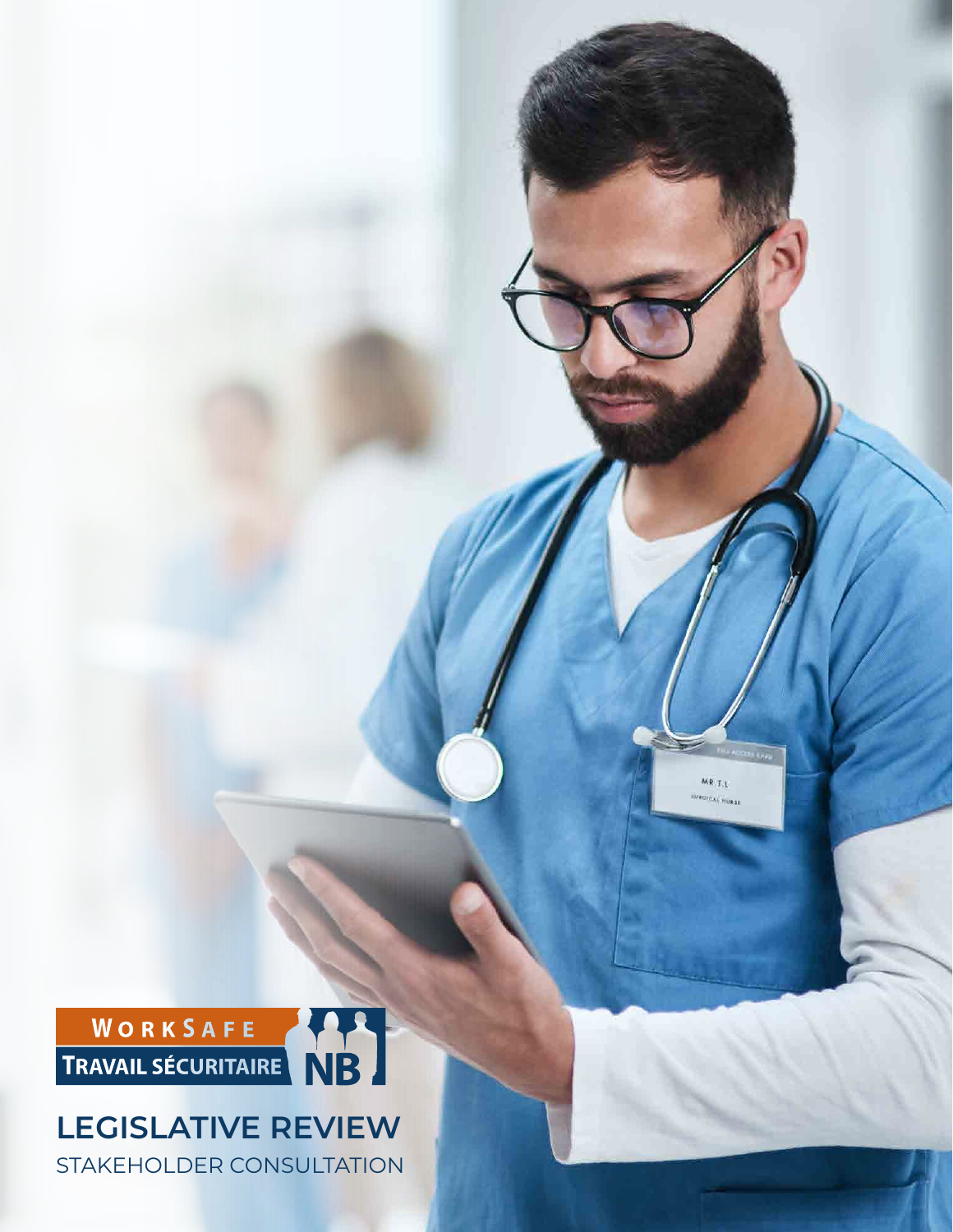WORKSAFE
TRAVAIL SÉCURITAIRE NB

# LEGISLATIVE REVIEW

STAKEHOLDER CONSULTATION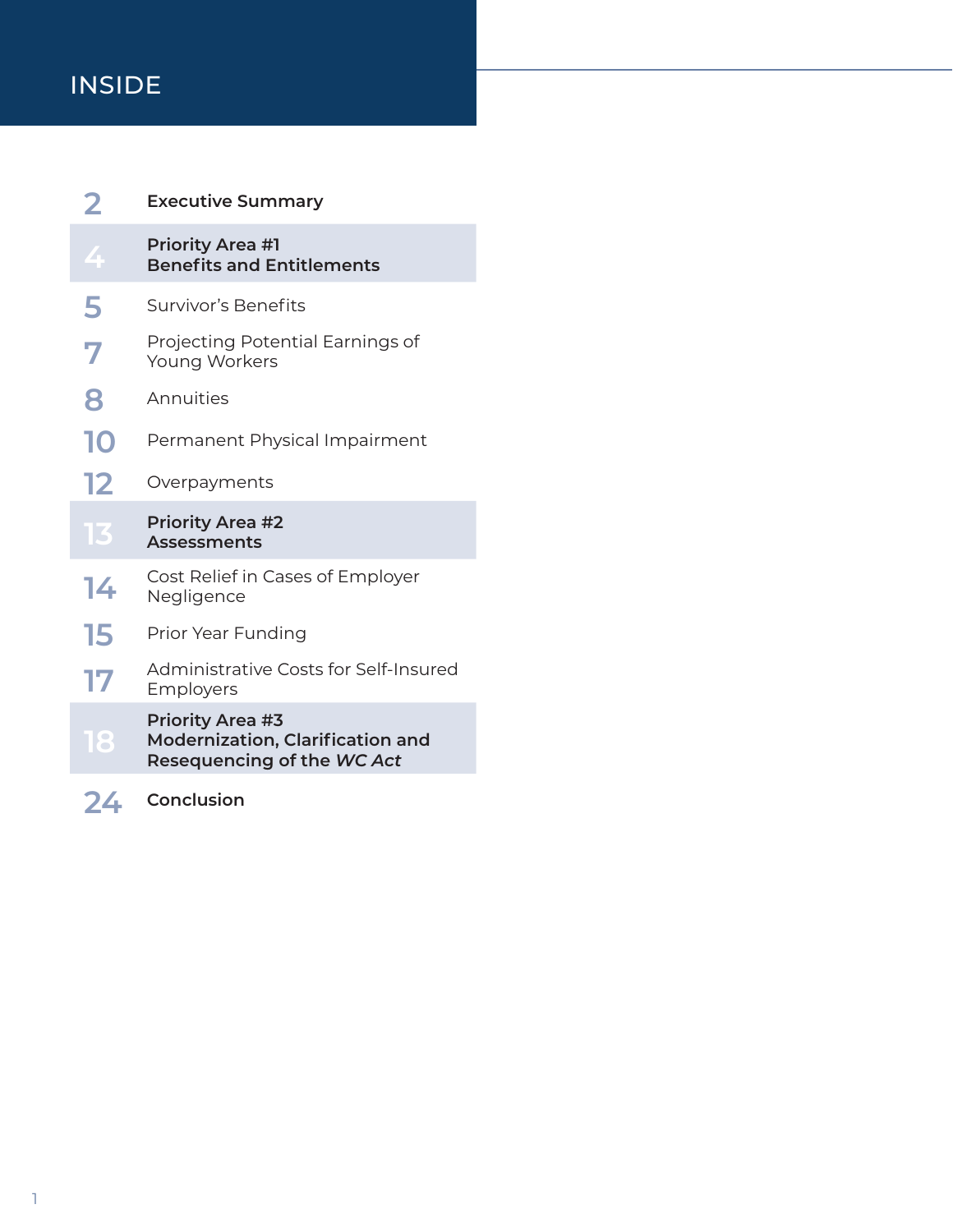# INSIDE

| | |
|---|---|
| 2 | **Executive Summary** |
| 4 | **Priority Area #1** **Benefits and Entitlements** |
| 5 | Survivor's Benefits |
| 7 | Projecting Potential Earnings of Young Workers |
| 8 | Annuities |
| 10 | Permanent Physical Impairment |
| 12 | Overpayments |
| 13 | **Priority Area #2** **Assessments** |
| 14 | Cost Relief in Cases of Employer Negligence |
| 15 | Prior Year Funding |
| 17 | Administrative Costs for Self-Insured Employers |
| 18 | **Priority Area #3** **Modernization, Clarification and Resequencing of the *WC Act*** |
| 24 | **Conclusion** |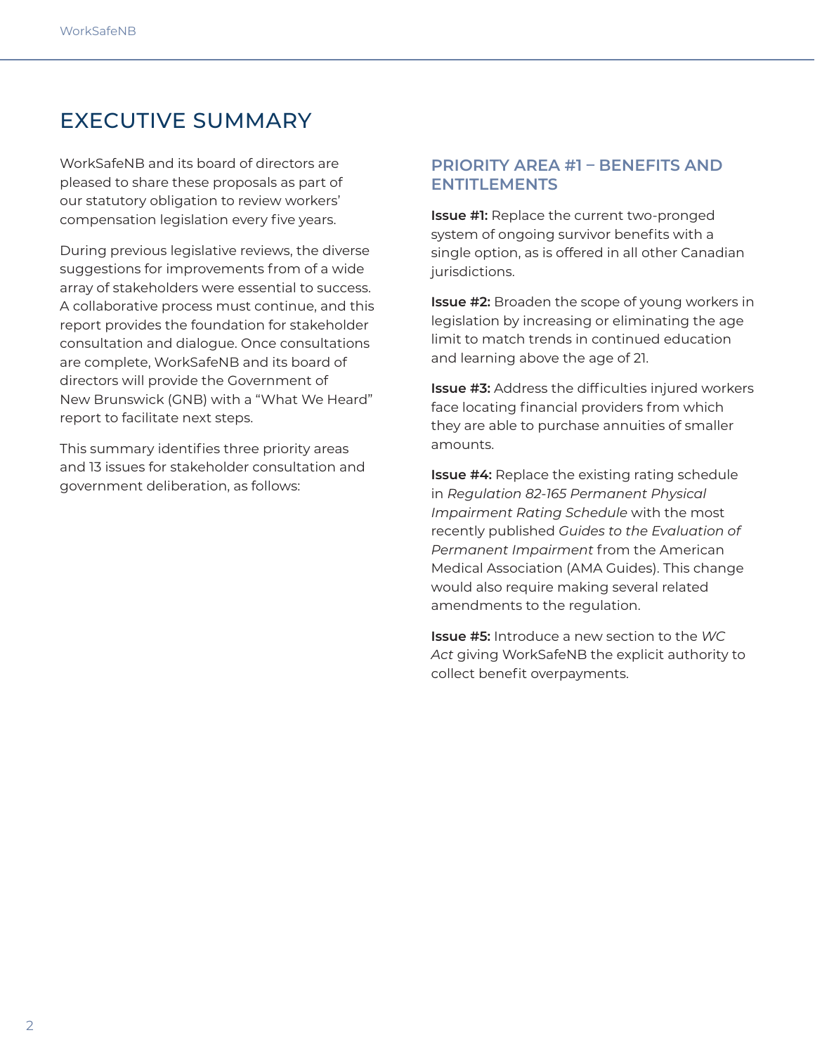# EXECUTIVE SUMMARY

WorkSafeNB and its board of directors are pleased to share these proposals as part of our statutory obligation to review workers' compensation legislation every five years.

During previous legislative reviews, the diverse suggestions for improvements from of a wide array of stakeholders were essential to success. A collaborative process must continue, and this report provides the foundation for stakeholder consultation and dialogue. Once consultations are complete, WorkSafeNB and its board of directors will provide the Government of New Brunswick (GNB) with a "What We Heard" report to facilitate next steps.

This summary identifies three priority areas and 13 issues for stakeholder consultation and government deliberation, as follows:

## PRIORITY AREA #1 – BENEFITS AND ENTITLEMENTS

**Issue #1:** Replace the current two-pronged system of ongoing survivor benefits with a single option, as is offered in all other Canadian jurisdictions.

**Issue #2:** Broaden the scope of young workers in legislation by increasing or eliminating the age limit to match trends in continued education and learning above the age of 21.

**Issue #3:** Address the difficulties injured workers face locating financial providers from which they are able to purchase annuities of smaller amounts.

**Issue #4:** Replace the existing rating schedule in *Regulation 82-165 Permanent Physical Impairment Rating Schedule* with the most recently published *Guides to the Evaluation of Permanent Impairment* from the American Medical Association (AMA Guides). This change would also require making several related amendments to the regulation.

**Issue #5:** Introduce a new section to the *WC Act* giving WorkSafeNB the explicit authority to collect benefit overpayments.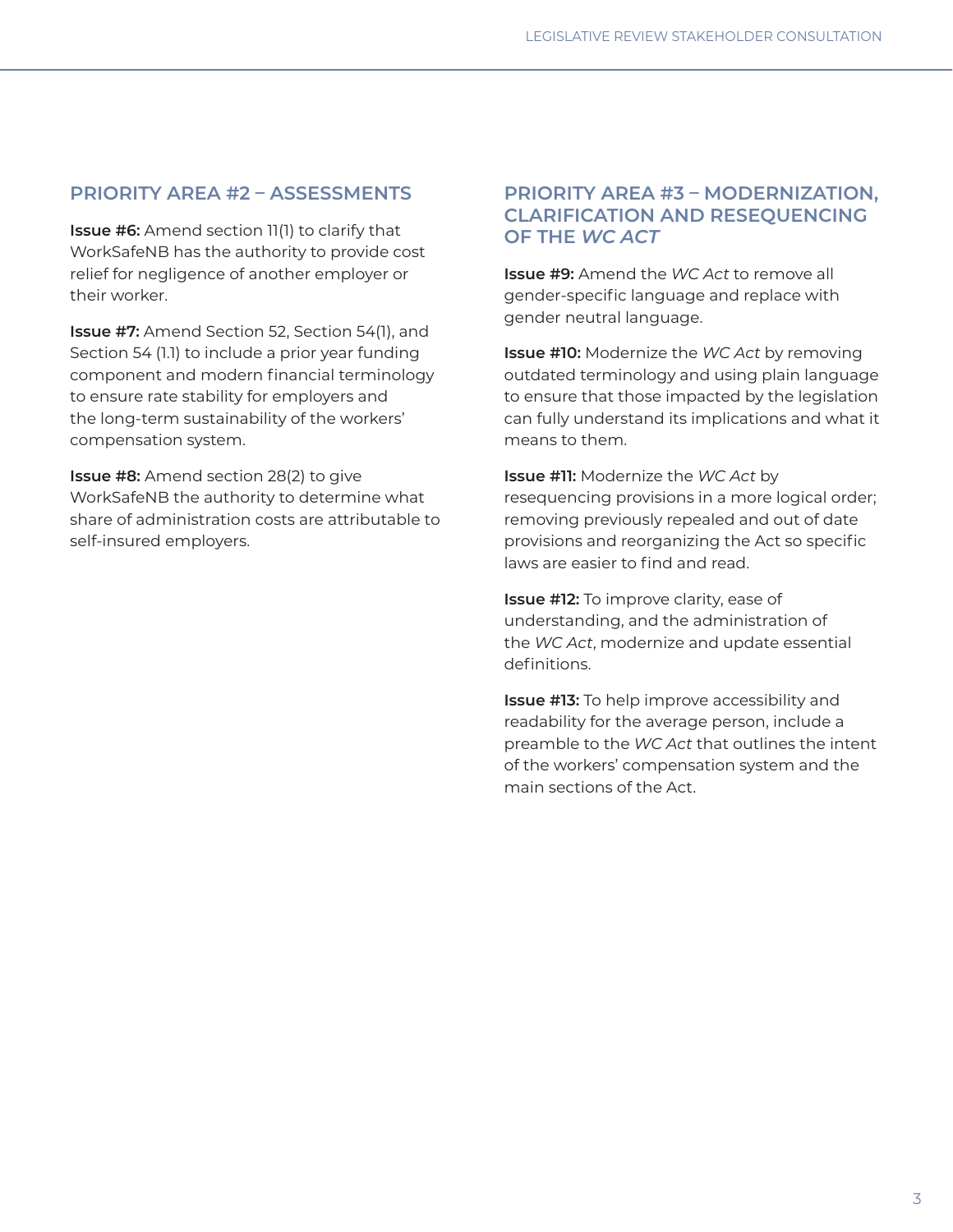## PRIORITY AREA #2 – ASSESSMENTS

**Issue #6:** Amend section 11(1) to clarify that WorkSafeNB has the authority to provide cost relief for negligence of another employer or their worker.

**Issue #7:** Amend Section 52, Section 54(1), and Section 54 (1.1) to include a prior year funding component and modern financial terminology to ensure rate stability for employers and the long-term sustainability of the workers' compensation system.

**Issue #8:** Amend section 28(2) to give WorkSafeNB the authority to determine what share of administration costs are attributable to self-insured employers.

## PRIORITY AREA #3 – MODERNIZATION, CLARIFICATION AND RESEQUENCING OF THE *WC ACT*

**Issue #9:** Amend the *WC Act* to remove all gender-specific language and replace with gender neutral language.

**Issue #10:** Modernize the *WC Act* by removing outdated terminology and using plain language to ensure that those impacted by the legislation can fully understand its implications and what it means to them.

**Issue #11:** Modernize the *WC Act* by resequencing provisions in a more logical order; removing previously repealed and out of date provisions and reorganizing the Act so specific laws are easier to find and read.

**Issue #12:** To improve clarity, ease of understanding, and the administration of the *WC Act*, modernize and update essential definitions.

**Issue #13:** To help improve accessibility and readability for the average person, include a preamble to the *WC Act* that outlines the intent of the workers' compensation system and the main sections of the Act.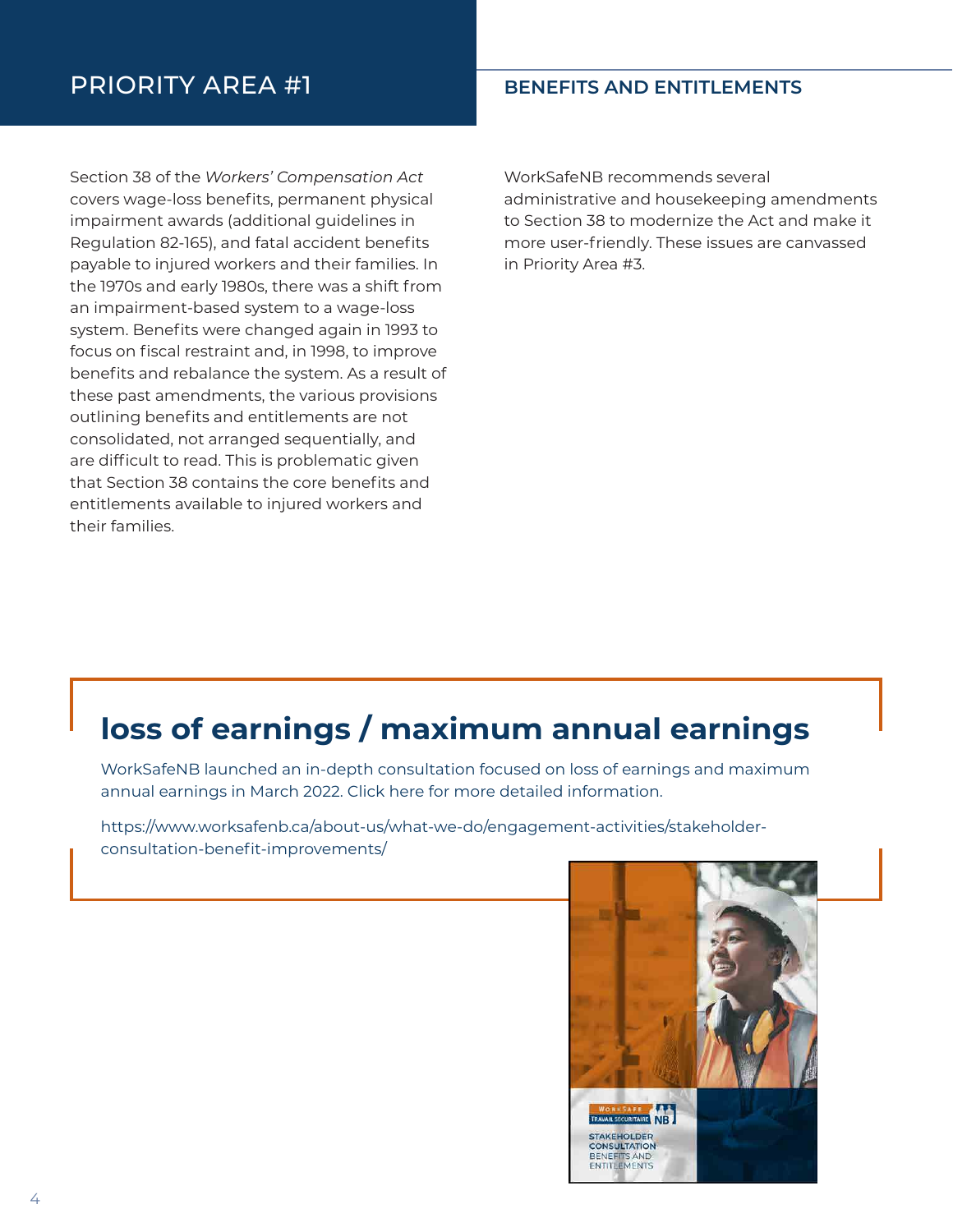# PRIORITY AREA #1

## BENEFITS AND ENTITLEMENTS

Section 38 of the *Workers' Compensation Act* covers wage-loss benefits, permanent physical impairment awards (additional guidelines in Regulation 82-165), and fatal accident benefits payable to injured workers and their families. In the 1970s and early 1980s, there was a shift from an impairment-based system to a wage-loss system. Benefits were changed again in 1993 to focus on fiscal restraint and, in 1998, to improve benefits and rebalance the system. As a result of these past amendments, the various provisions outlining benefits and entitlements are not consolidated, not arranged sequentially, and are difficult to read. This is problematic given that Section 38 contains the core benefits and entitlements available to injured workers and their families.

WorkSafeNB recommends several administrative and housekeeping amendments to Section 38 to modernize the Act and make it more user-friendly. These issues are canvassed in Priority Area #3.

### loss of earnings / maximum annual earnings

WorkSafeNB launched an in-depth consultation focused on loss of earnings and maximum annual earnings in March 2022. Click here for more detailed information.

https://www.worksafenb.ca/about-us/what-we-do/engagement-activities/stakeholder-consultation-benefit-improvements/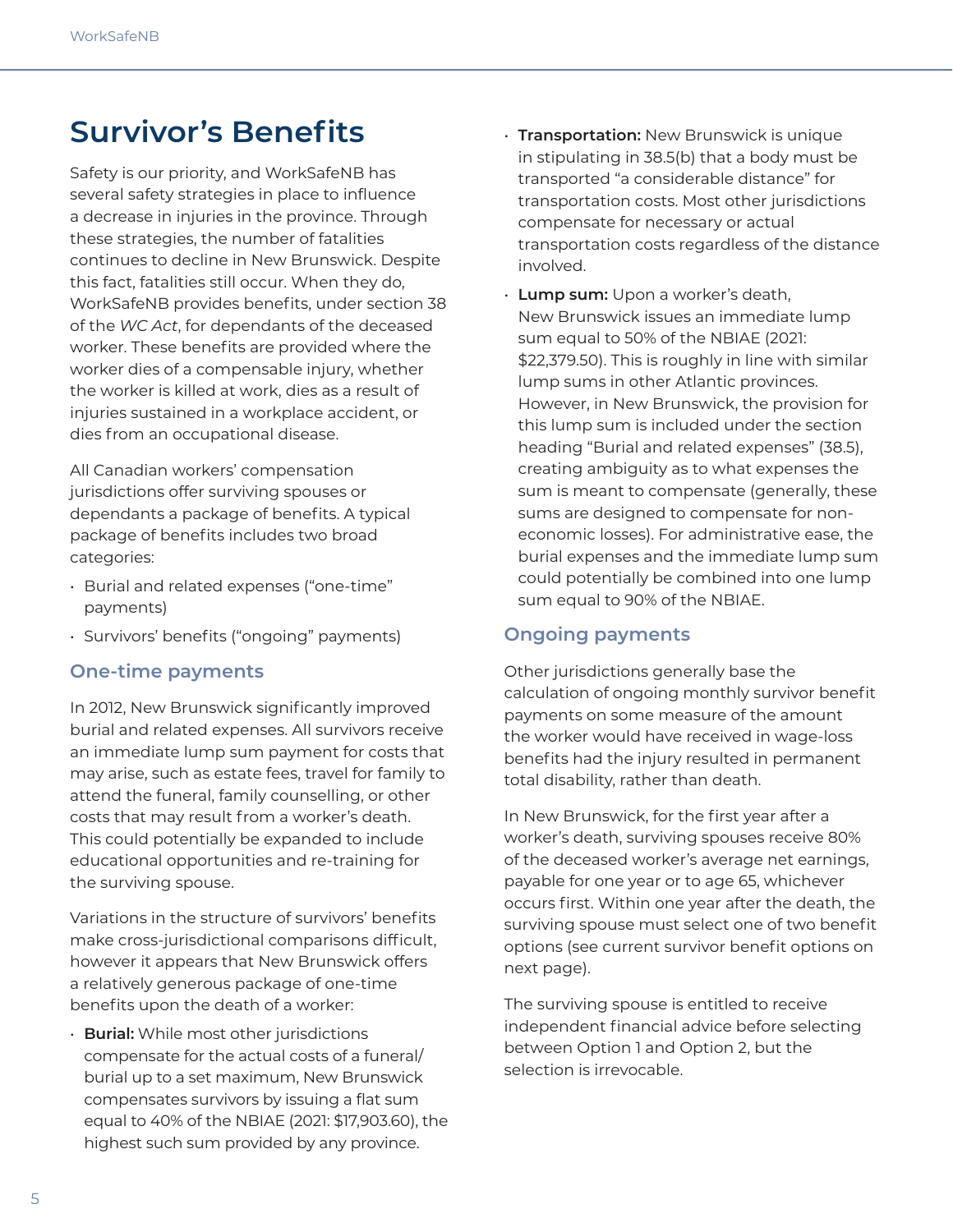# Survivor's Benefits

Safety is our priority, and WorkSafeNB has several safety strategies in place to influence a decrease in injuries in the province. Through these strategies, the number of fatalities continues to decline in New Brunswick. Despite this fact, fatalities still occur. When they do, WorkSafeNB provides benefits, under section 38 of the *WC Act*, for dependants of the deceased worker. These benefits are provided where the worker dies of a compensable injury, whether the worker is killed at work, dies as a result of injuries sustained in a workplace accident, or dies from an occupational disease.

All Canadian workers' compensation jurisdictions offer surviving spouses or dependants a package of benefits. A typical package of benefits includes two broad categories:

- Burial and related expenses ("one-time" payments)
- Survivors' benefits ("ongoing" payments)

## One-time payments

In 2012, New Brunswick significantly improved burial and related expenses. All survivors receive an immediate lump sum payment for costs that may arise, such as estate fees, travel for family to attend the funeral, family counselling, or other costs that may result from a worker's death. This could potentially be expanded to include educational opportunities and re-training for the surviving spouse.

Variations in the structure of survivors' benefits make cross-jurisdictional comparisons difficult, however it appears that New Brunswick offers a relatively generous package of one-time benefits upon the death of a worker:

- **Burial:** While most other jurisdictions compensate for the actual costs of a funeral/burial up to a set maximum, New Brunswick compensates survivors by issuing a flat sum equal to 40% of the NBIAE (2021: $17,903.60), the highest such sum provided by any province.
- **Transportation:** New Brunswick is unique in stipulating in 38.5(b) that a body must be transported "a considerable distance" for transportation costs. Most other jurisdictions compensate for necessary or actual transportation costs regardless of the distance involved.
- **Lump sum:** Upon a worker's death, New Brunswick issues an immediate lump sum equal to 50% of the NBIAE (2021: $22,379.50). This is roughly in line with similar lump sums in other Atlantic provinces. However, in New Brunswick, the provision for this lump sum is included under the section heading "Burial and related expenses" (38.5), creating ambiguity as to what expenses the sum is meant to compensate (generally, these sums are designed to compensate for non-economic losses). For administrative ease, the burial expenses and the immediate lump sum could potentially be combined into one lump sum equal to 90% of the NBIAE.

## Ongoing payments

Other jurisdictions generally base the calculation of ongoing monthly survivor benefit payments on some measure of the amount the worker would have received in wage-loss benefits had the injury resulted in permanent total disability, rather than death.

In New Brunswick, for the first year after a worker's death, surviving spouses receive 80% of the deceased worker's average net earnings, payable for one year or to age 65, whichever occurs first. Within one year after the death, the surviving spouse must select one of two benefit options (see current survivor benefit options on next page).

The surviving spouse is entitled to receive independent financial advice before selecting between Option 1 and Option 2, but the selection is irrevocable.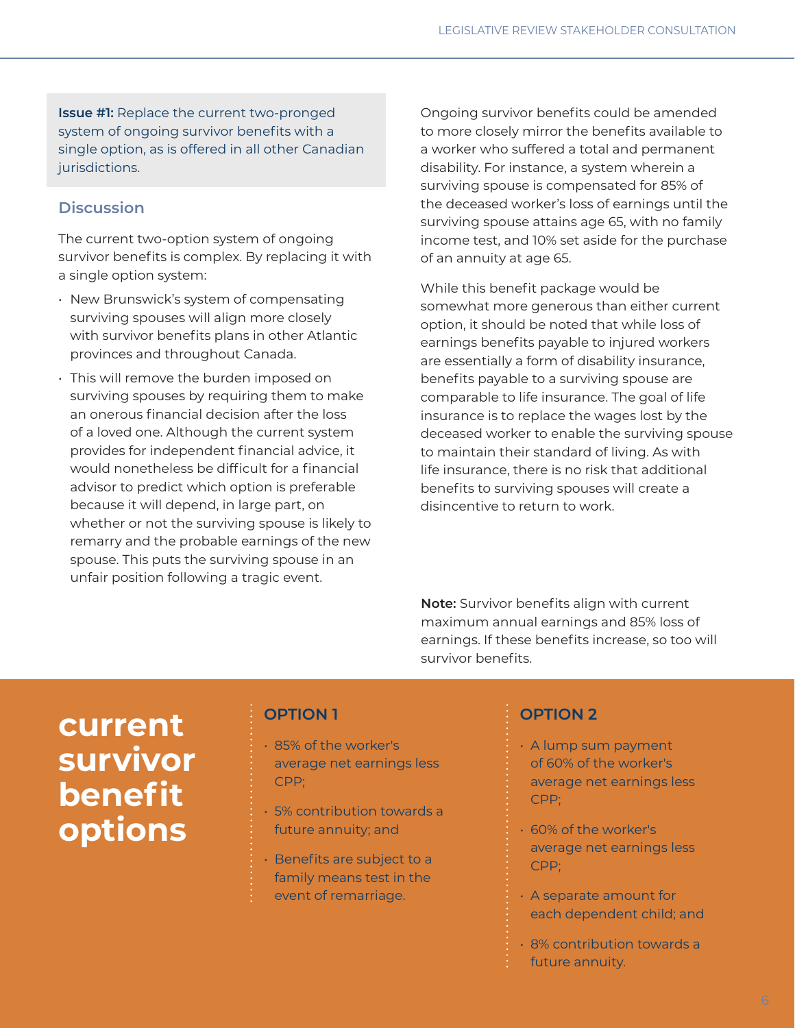**Issue #1:** Replace the current two-pronged system of ongoing survivor benefits with a single option, as is offered in all other Canadian jurisdictions.

## Discussion

The current two-option system of ongoing survivor benefits is complex. By replacing it with a single option system:

- New Brunswick's system of compensating surviving spouses will align more closely with survivor benefits plans in other Atlantic provinces and throughout Canada.
- This will remove the burden imposed on surviving spouses by requiring them to make an onerous financial decision after the loss of a loved one. Although the current system provides for independent financial advice, it would nonetheless be difficult for a financial advisor to predict which option is preferable because it will depend, in large part, on whether or not the surviving spouse is likely to remarry and the probable earnings of the new spouse. This puts the surviving spouse in an unfair position following a tragic event.

Ongoing survivor benefits could be amended to more closely mirror the benefits available to a worker who suffered a total and permanent disability. For instance, a system wherein a surviving spouse is compensated for 85% of the deceased worker's loss of earnings until the surviving spouse attains age 65, with no family income test, and 10% set aside for the purchase of an annuity at age 65.

While this benefit package would be somewhat more generous than either current option, it should be noted that while loss of earnings benefits payable to injured workers are essentially a form of disability insurance, benefits payable to a surviving spouse are comparable to life insurance. The goal of life insurance is to replace the wages lost by the deceased worker to enable the surviving spouse to maintain their standard of living. As with life insurance, there is no risk that additional benefits to surviving spouses will create a disincentive to return to work.

**Note:** Survivor benefits align with current maximum annual earnings and 85% loss of earnings. If these benefits increase, so too will survivor benefits.

## current survivor benefit options

### OPTION 1

- 85% of the worker's average net earnings less CPP;
- 5% contribution towards a future annuity; and
- Benefits are subject to a family means test in the event of remarriage.

### OPTION 2

- A lump sum payment of 60% of the worker's average net earnings less CPP;
- 60% of the worker's average net earnings less CPP;
- A separate amount for each dependent child; and
- 8% contribution towards a future annuity.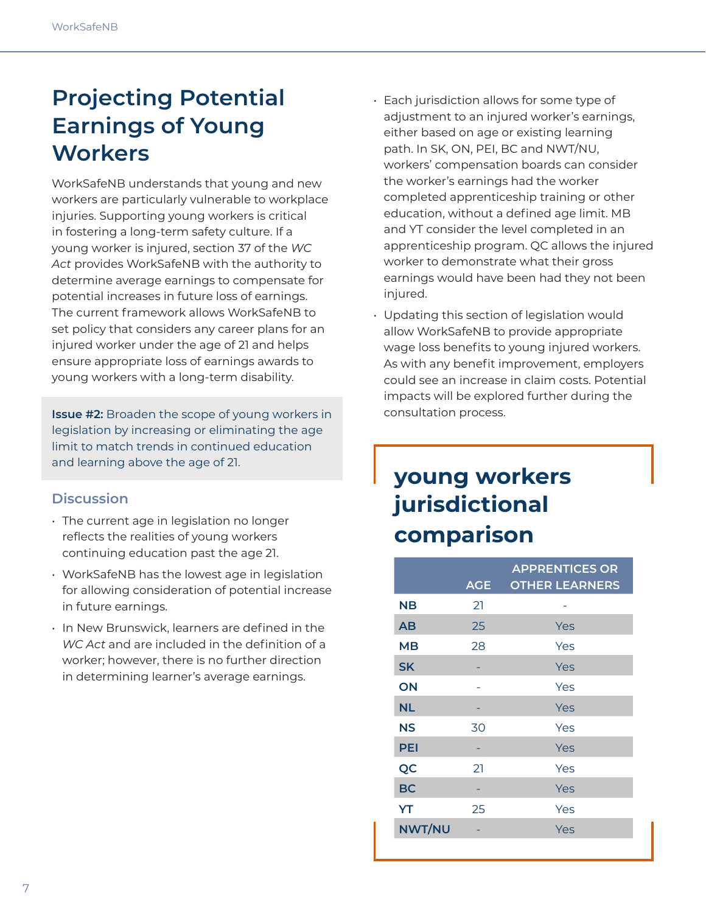# Projecting Potential Earnings of Young Workers

WorkSafeNB understands that young and new workers are particularly vulnerable to workplace injuries. Supporting young workers is critical in fostering a long-term safety culture. If a young worker is injured, section 37 of the *WC Act* provides WorkSafeNB with the authority to determine average earnings to compensate for potential increases in future loss of earnings. The current framework allows WorkSafeNB to set policy that considers any career plans for an injured worker under the age of 21 and helps ensure appropriate loss of earnings awards to young workers with a long-term disability.

**Issue #2:** Broaden the scope of young workers in legislation by increasing or eliminating the age limit to match trends in continued education and learning above the age of 21.

### Discussion

- The current age in legislation no longer reflects the realities of young workers continuing education past the age 21.
- WorkSafeNB has the lowest age in legislation for allowing consideration of potential increase in future earnings.
- In New Brunswick, learners are defined in the *WC Act* and are included in the definition of a worker; however, there is no further direction in determining learner's average earnings.
- Each jurisdiction allows for some type of adjustment to an injured worker's earnings, either based on age or existing learning path. In SK, ON, PEI, BC and NWT/NU, workers' compensation boards can consider the worker's earnings had the worker completed apprenticeship training or other education, without a defined age limit. MB and YT consider the level completed in an apprenticeship program. QC allows the injured worker to demonstrate what their gross earnings would have been had they not been injured.
- Updating this section of legislation would allow WorkSafeNB to provide appropriate wage loss benefits to young injured workers. As with any benefit improvement, employers could see an increase in claim costs. Potential impacts will be explored further during the consultation process.

## young workers jurisdictional comparison

| | AGE | APPRENTICES OR OTHER LEARNERS |
|---|---|---|
| NB | 21 | - |
| AB | 25 | Yes |
| MB | 28 | Yes |
| SK | - | Yes |
| ON | - | Yes |
| NL | - | Yes |
| NS | 30 | Yes |
| PEI | - | Yes |
| QC | 21 | Yes |
| BC | - | Yes |
| YT | 25 | Yes |
| NWT/NU | - | Yes |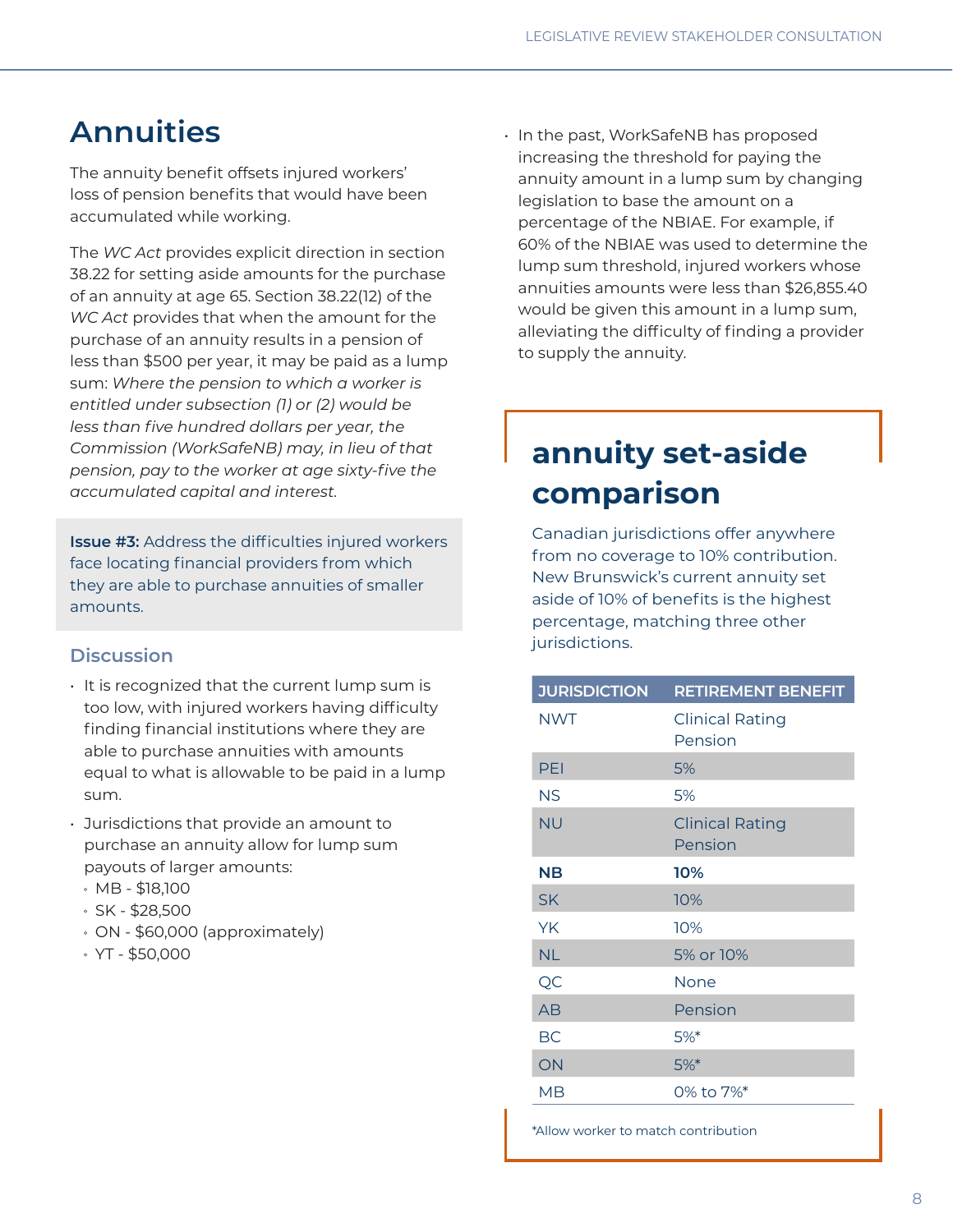# Annuities

The annuity benefit offsets injured workers' loss of pension benefits that would have been accumulated while working.

The *WC Act* provides explicit direction in section 38.22 for setting aside amounts for the purchase of an annuity at age 65. Section 38.22(12) of the *WC Act* provides that when the amount for the purchase of an annuity results in a pension of less than $500 per year, it may be paid as a lump sum: *Where the pension to which a worker is entitled under subsection (1) or (2) would be less than five hundred dollars per year, the Commission (WorkSafeNB) may, in lieu of that pension, pay to the worker at age sixty-five the accumulated capital and interest.*

**Issue #3:** Address the difficulties injured workers face locating financial providers from which they are able to purchase annuities of smaller amounts.

### Discussion

- It is recognized that the current lump sum is too low, with injured workers having difficulty finding financial institutions where they are able to purchase annuities with amounts equal to what is allowable to be paid in a lump sum.
- Jurisdictions that provide an amount to purchase an annuity allow for lump sum payouts of larger amounts:
  - MB - $18,100
  - SK - $28,500
  - ON - $60,000 (approximately)
  - YT - $50,000
- In the past, WorkSafeNB has proposed increasing the threshold for paying the annuity amount in a lump sum by changing legislation to base the amount on a percentage of the NBIAE. For example, if 60% of the NBIAE was used to determine the lump sum threshold, injured workers whose annuities amounts were less than $26,855.40 would be given this amount in a lump sum, alleviating the difficulty of finding a provider to supply the annuity.

## annuity set-aside comparison

Canadian jurisdictions offer anywhere from no coverage to 10% contribution. New Brunswick's current annuity set aside of 10% of benefits is the highest percentage, matching three other jurisdictions.

| JURISDICTION | RETIREMENT BENEFIT |
|---|---|
| NWT | Clinical Rating Pension |
| PEI | 5% |
| NS | 5% |
| NU | Clinical Rating Pension |
| **NB** | **10%** |
| SK | 10% |
| YK | 10% |
| NL | 5% or 10% |
| QC | None |
| AB | Pension |
| BC | 5%* |
| ON | 5%* |
| MB | 0% to 7%* |

*Allow worker to match contribution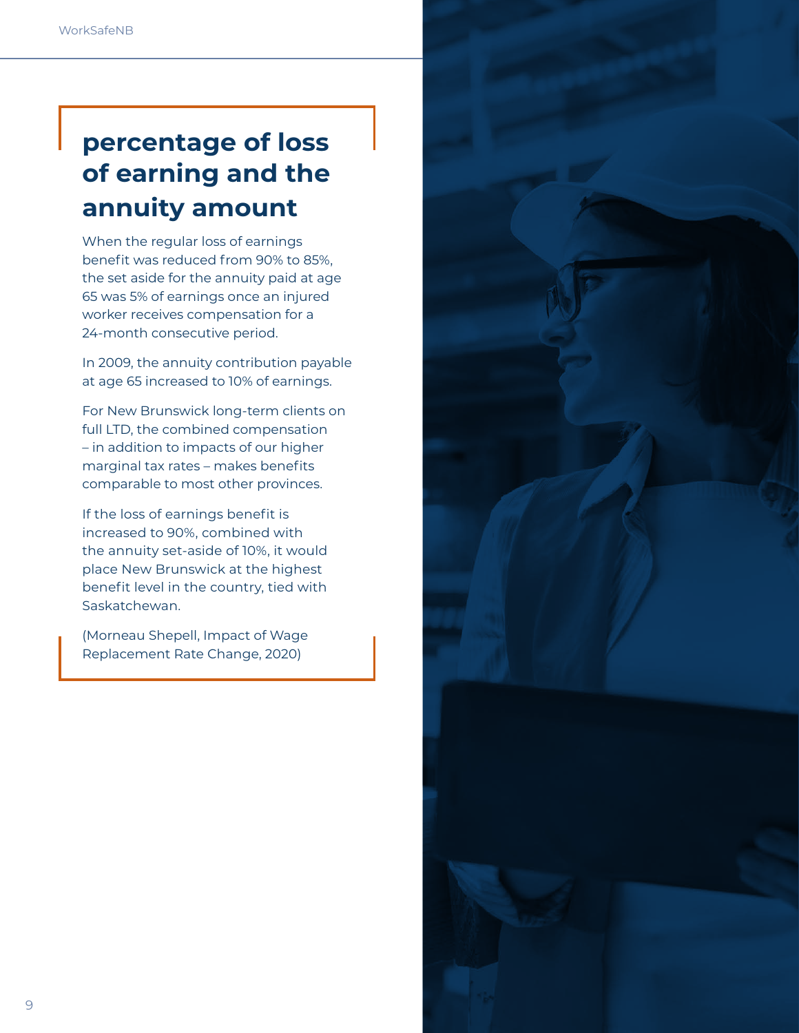## percentage of loss of earning and the annuity amount

When the regular loss of earnings benefit was reduced from 90% to 85%, the set aside for the annuity paid at age 65 was 5% of earnings once an injured worker receives compensation for a 24-month consecutive period.

In 2009, the annuity contribution payable at age 65 increased to 10% of earnings.

For New Brunswick long-term clients on full LTD, the combined compensation – in addition to impacts of our higher marginal tax rates – makes benefits comparable to most other provinces.

If the loss of earnings benefit is increased to 90%, combined with the annuity set-aside of 10%, it would place New Brunswick at the highest benefit level in the country, tied with Saskatchewan.

(Morneau Shepell, Impact of Wage Replacement Rate Change, 2020)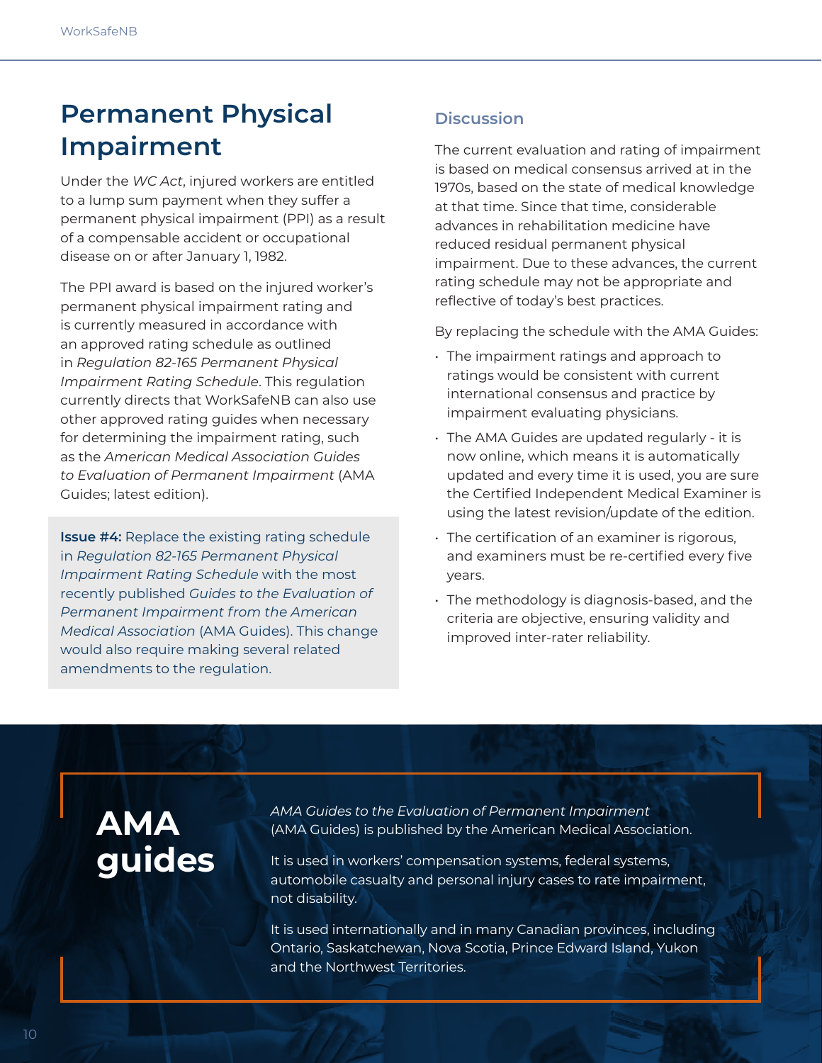# Permanent Physical Impairment

Under the *WC Act*, injured workers are entitled to a lump sum payment when they suffer a permanent physical impairment (PPI) as a result of a compensable accident or occupational disease on or after January 1, 1982.

The PPI award is based on the injured worker's permanent physical impairment rating and is currently measured in accordance with an approved rating schedule as outlined in *Regulation 82-165 Permanent Physical Impairment Rating Schedule*. This regulation currently directs that WorkSafeNB can also use other approved rating guides when necessary for determining the impairment rating, such as the *American Medical Association Guides to Evaluation of Permanent Impairment* (AMA Guides; latest edition).

**Issue #4:** Replace the existing rating schedule in *Regulation 82-165 Permanent Physical Impairment Rating Schedule* with the most recently published *Guides to the Evaluation of Permanent Impairment from the American Medical Association* (AMA Guides). This change would also require making several related amendments to the regulation.

## Discussion

The current evaluation and rating of impairment is based on medical consensus arrived at in the 1970s, based on the state of medical knowledge at that time. Since that time, considerable advances in rehabilitation medicine have reduced residual permanent physical impairment. Due to these advances, the current rating schedule may not be appropriate and reflective of today's best practices.

By replacing the schedule with the AMA Guides:

- The impairment ratings and approach to ratings would be consistent with current international consensus and practice by impairment evaluating physicians.
- The AMA Guides are updated regularly - it is now online, which means it is automatically updated and every time it is used, you are sure the Certified Independent Medical Examiner is using the latest revision/update of the edition.
- The certification of an examiner is rigorous, and examiners must be re-certified every five years.
- The methodology is diagnosis-based, and the criteria are objective, ensuring validity and improved inter-rater reliability.

## AMA guides

*AMA Guides to the Evaluation of Permanent Impairment* (AMA Guides) is published by the American Medical Association.

It is used in workers' compensation systems, federal systems, automobile casualty and personal injury cases to rate impairment, not disability.

It is used internationally and in many Canadian provinces, including Ontario, Saskatchewan, Nova Scotia, Prince Edward Island, Yukon and the Northwest Territories.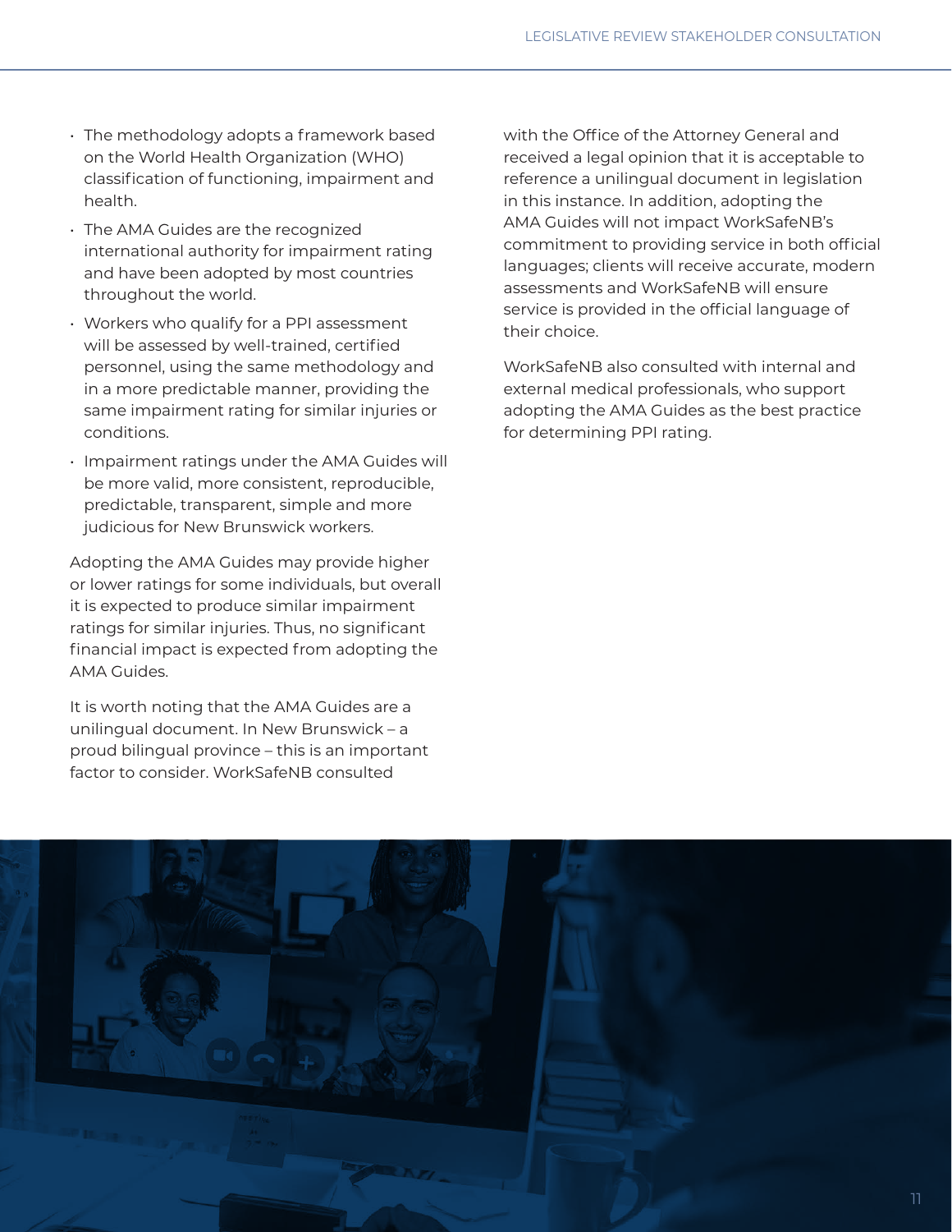- The methodology adopts a framework based on the World Health Organization (WHO) classification of functioning, impairment and health.
- The AMA Guides are the recognized international authority for impairment rating and have been adopted by most countries throughout the world.
- Workers who qualify for a PPI assessment will be assessed by well-trained, certified personnel, using the same methodology and in a more predictable manner, providing the same impairment rating for similar injuries or conditions.
- Impairment ratings under the AMA Guides will be more valid, more consistent, reproducible, predictable, transparent, simple and more judicious for New Brunswick workers.

Adopting the AMA Guides may provide higher or lower ratings for some individuals, but overall it is expected to produce similar impairment ratings for similar injuries. Thus, no significant financial impact is expected from adopting the AMA Guides.

It is worth noting that the AMA Guides are a unilingual document. In New Brunswick – a proud bilingual province – this is an important factor to consider. WorkSafeNB consulted with the Office of the Attorney General and received a legal opinion that it is acceptable to reference a unilingual document in legislation in this instance. In addition, adopting the AMA Guides will not impact WorkSafeNB's commitment to providing service in both official languages; clients will receive accurate, modern assessments and WorkSafeNB will ensure service is provided in the official language of their choice.

WorkSafeNB also consulted with internal and external medical professionals, who support adopting the AMA Guides as the best practice for determining PPI rating.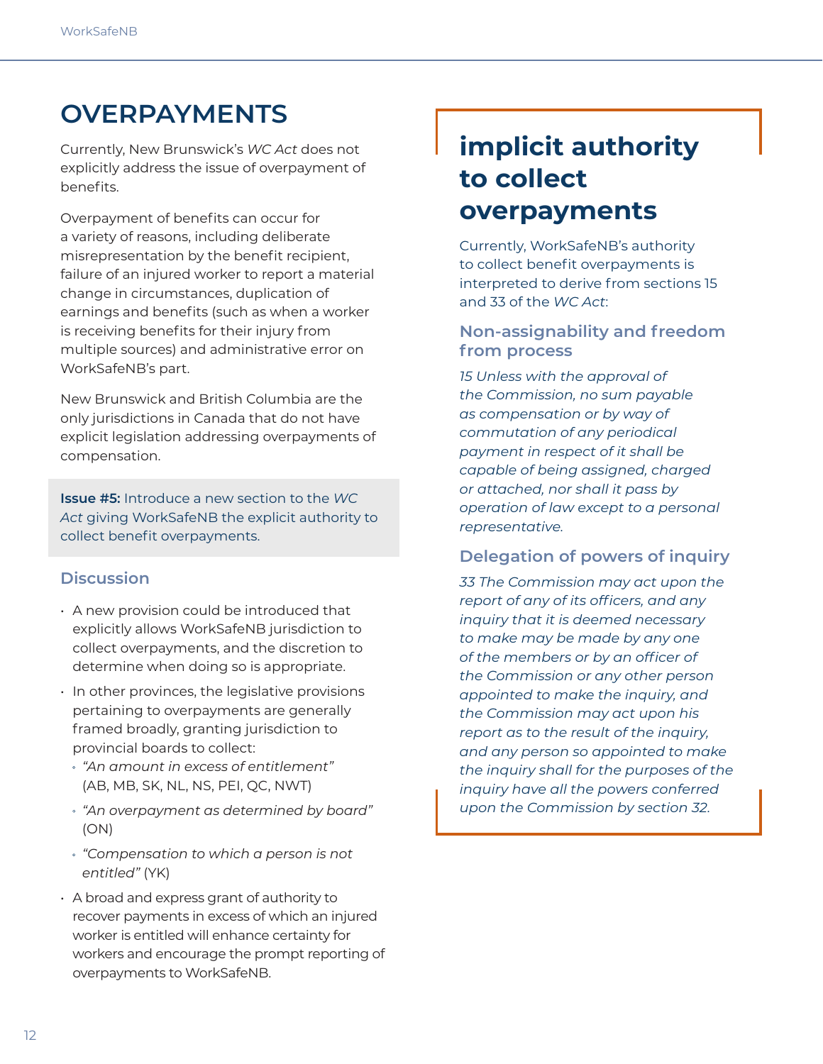# OVERPAYMENTS

Currently, New Brunswick's *WC Act* does not explicitly address the issue of overpayment of benefits.

Overpayment of benefits can occur for a variety of reasons, including deliberate misrepresentation by the benefit recipient, failure of an injured worker to report a material change in circumstances, duplication of earnings and benefits (such as when a worker is receiving benefits for their injury from multiple sources) and administrative error on WorkSafeNB's part.

New Brunswick and British Columbia are the only jurisdictions in Canada that do not have explicit legislation addressing overpayments of compensation.

**Issue #5:** Introduce a new section to the *WC Act* giving WorkSafeNB the explicit authority to collect benefit overpayments.

### Discussion

- A new provision could be introduced that explicitly allows WorkSafeNB jurisdiction to collect overpayments, and the discretion to determine when doing so is appropriate.
- In other provinces, the legislative provisions pertaining to overpayments are generally framed broadly, granting jurisdiction to provincial boards to collect:
  - *"An amount in excess of entitlement"* (AB, MB, SK, NL, NS, PEI, QC, NWT)
  - *"An overpayment as determined by board"* (ON)
  - *"Compensation to which a person is not entitled"* (YK)
- A broad and express grant of authority to recover payments in excess of which an injured worker is entitled will enhance certainty for workers and encourage the prompt reporting of overpayments to WorkSafeNB.

## implicit authority to collect overpayments

Currently, WorkSafeNB's authority to collect benefit overpayments is interpreted to derive from sections 15 and 33 of the *WC Act*:

### Non-assignability and freedom from process

*15 Unless with the approval of the Commission, no sum payable as compensation or by way of commutation of any periodical payment in respect of it shall be capable of being assigned, charged or attached, nor shall it pass by operation of law except to a personal representative.*

### Delegation of powers of inquiry

*33 The Commission may act upon the report of any of its officers, and any inquiry that it is deemed necessary to make may be made by any one of the members or by an officer of the Commission or any other person appointed to make the inquiry, and the Commission may act upon his report as to the result of the inquiry, and any person so appointed to make the inquiry shall for the purposes of the inquiry have all the powers conferred upon the Commission by section 32.*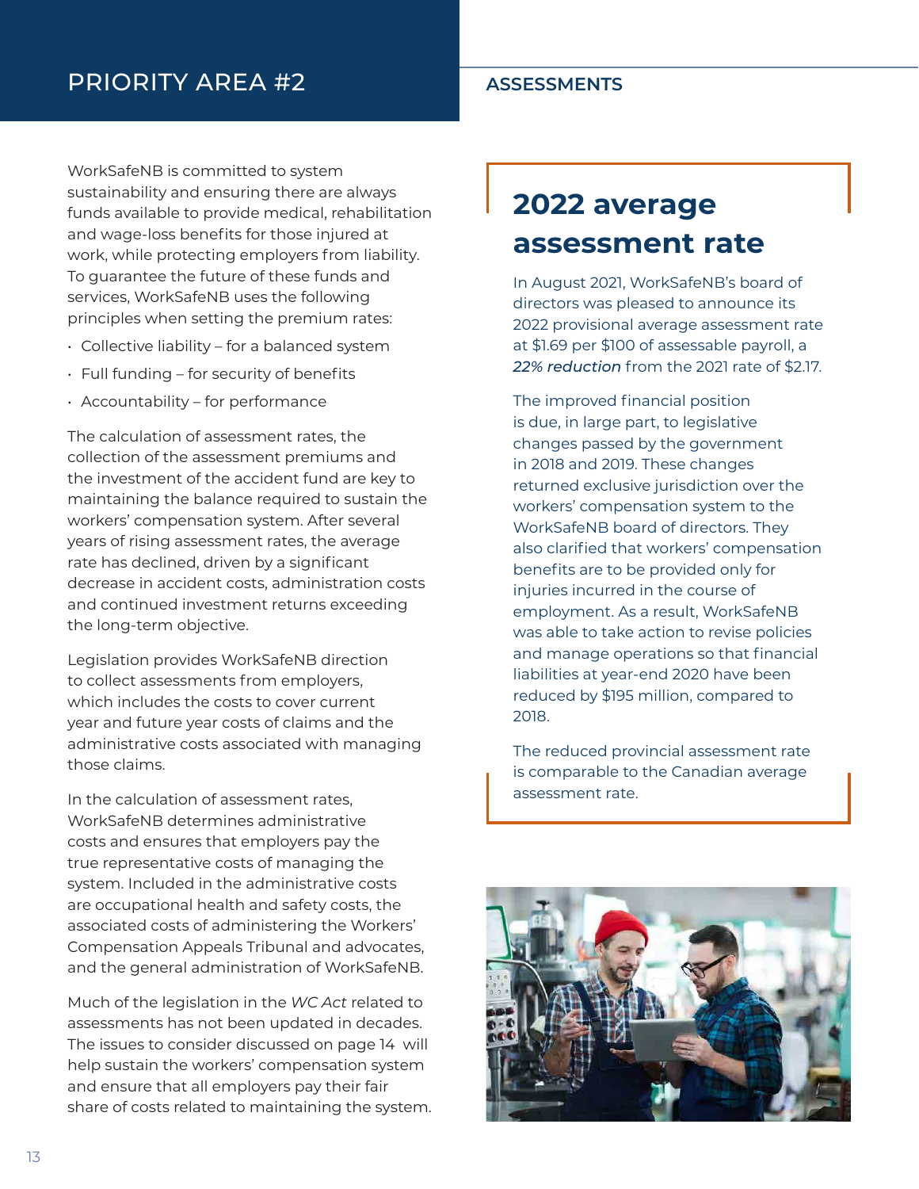# PRIORITY AREA #2

## ASSESSMENTS

WorkSafeNB is committed to system sustainability and ensuring there are always funds available to provide medical, rehabilitation and wage-loss benefits for those injured at work, while protecting employers from liability. To guarantee the future of these funds and services, WorkSafeNB uses the following principles when setting the premium rates:

- Collective liability – for a balanced system
- Full funding – for security of benefits
- Accountability – for performance

The calculation of assessment rates, the collection of the assessment premiums and the investment of the accident fund are key to maintaining the balance required to sustain the workers' compensation system. After several years of rising assessment rates, the average rate has declined, driven by a significant decrease in accident costs, administration costs and continued investment returns exceeding the long-term objective.

Legislation provides WorkSafeNB direction to collect assessments from employers, which includes the costs to cover current year and future year costs of claims and the administrative costs associated with managing those claims.

In the calculation of assessment rates, WorkSafeNB determines administrative costs and ensures that employers pay the true representative costs of managing the system. Included in the administrative costs are occupational health and safety costs, the associated costs of administering the Workers' Compensation Appeals Tribunal and advocates, and the general administration of WorkSafeNB.

Much of the legislation in the *WC Act* related to assessments has not been updated in decades. The issues to consider discussed on page 14 will help sustain the workers' compensation system and ensure that all employers pay their fair share of costs related to maintaining the system.

### 2022 average assessment rate

In August 2021, WorkSafeNB's board of directors was pleased to announce its 2022 provisional average assessment rate at $1.69 per $100 of assessable payroll, a ***22% reduction*** from the 2021 rate of $2.17.

The improved financial position is due, in large part, to legislative changes passed by the government in 2018 and 2019. These changes returned exclusive jurisdiction over the workers' compensation system to the WorkSafeNB board of directors. They also clarified that workers' compensation benefits are to be provided only for injuries incurred in the course of employment. As a result, WorkSafeNB was able to take action to revise policies and manage operations so that financial liabilities at year-end 2020 have been reduced by $195 million, compared to 2018.

The reduced provincial assessment rate is comparable to the Canadian average assessment rate.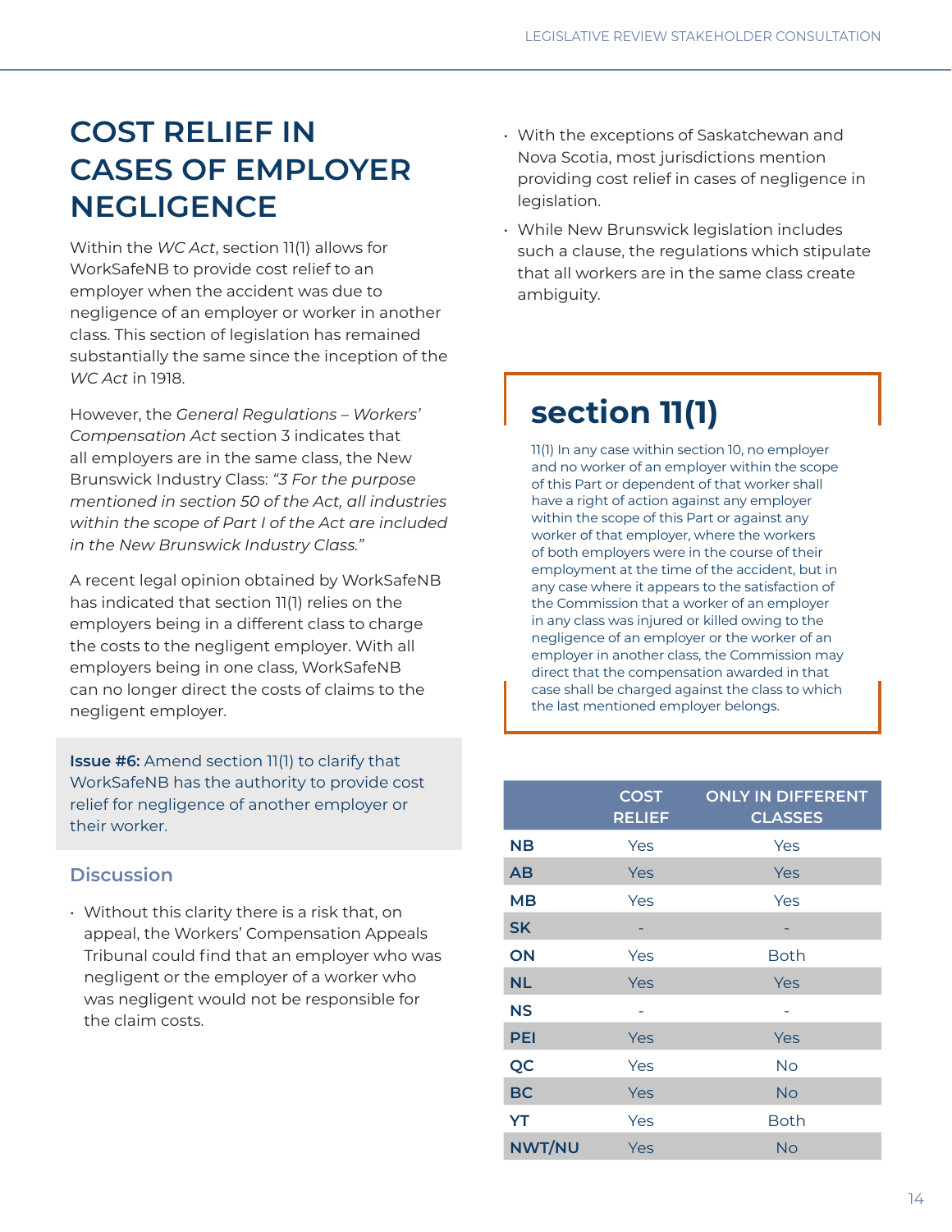# COST RELIEF IN CASES OF EMPLOYER NEGLIGENCE

Within the *WC Act*, section 11(1) allows for WorkSafeNB to provide cost relief to an employer when the accident was due to negligence of an employer or worker in another class. This section of legislation has remained substantially the same since the inception of the *WC Act* in 1918.

However, the *General Regulations – Workers' Compensation Act* section 3 indicates that all employers are in the same class, the New Brunswick Industry Class: *"3 For the purpose mentioned in section 50 of the Act, all industries within the scope of Part I of the Act are included in the New Brunswick Industry Class."*

A recent legal opinion obtained by WorkSafeNB has indicated that section 11(1) relies on the employers being in a different class to charge the costs to the negligent employer. With all employers being in one class, WorkSafeNB can no longer direct the costs of claims to the negligent employer.

**Issue #6:** Amend section 11(1) to clarify that WorkSafeNB has the authority to provide cost relief for negligence of another employer or their worker.

## Discussion

- Without this clarity there is a risk that, on appeal, the Workers' Compensation Appeals Tribunal could find that an employer who was negligent or the employer of a worker who was negligent would not be responsible for the claim costs.
- With the exceptions of Saskatchewan and Nova Scotia, most jurisdictions mention providing cost relief in cases of negligence in legislation.
- While New Brunswick legislation includes such a clause, the regulations which stipulate that all workers are in the same class create ambiguity.

## section 11(1)

11(1) In any case within section 10, no employer and no worker of an employer within the scope of this Part or dependent of that worker shall have a right of action against any employer within the scope of this Part or against any worker of that employer, where the workers of both employers were in the course of their employment at the time of the accident, but in any case where it appears to the satisfaction of the Commission that a worker of an employer in any class was injured or killed owing to the negligence of an employer or the worker of an employer in another class, the Commission may direct that the compensation awarded in that case shall be charged against the class to which the last mentioned employer belongs.

| | COST RELIEF | ONLY IN DIFFERENT CLASSES |
|---|---|---|
| NB | Yes | Yes |
| AB | Yes | Yes |
| MB | Yes | Yes |
| SK | - | - |
| ON | Yes | Both |
| NL | Yes | Yes |
| NS | - | - |
| PEI | Yes | Yes |
| QC | Yes | No |
| BC | Yes | No |
| YT | Yes | Both |
| NWT/NU | Yes | No |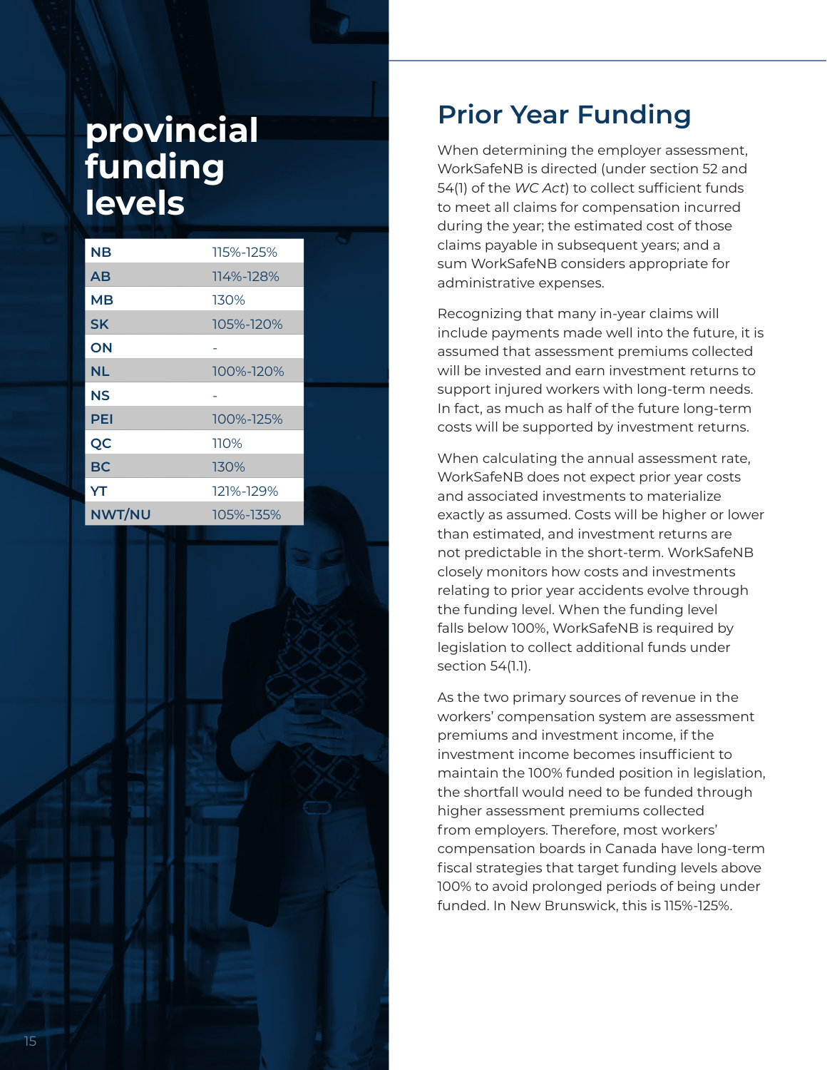# provincial funding levels

| Province | Funding level |
|---|---|
| NB | 115%-125% |
| AB | 114%-128% |
| MB | 130% |
| SK | 105%-120% |
| ON | - |
| NL | 100%-120% |
| NS | - |
| PEI | 100%-125% |
| QC | 110% |
| BC | 130% |
| YT | 121%-129% |
| NWT/NU | 105%-135% |

## Prior Year Funding

When determining the employer assessment, WorkSafeNB is directed (under section 52 and 54(1) of the *WC Act*) to collect sufficient funds to meet all claims for compensation incurred during the year; the estimated cost of those claims payable in subsequent years; and a sum WorkSafeNB considers appropriate for administrative expenses.

Recognizing that many in-year claims will include payments made well into the future, it is assumed that assessment premiums collected will be invested and earn investment returns to support injured workers with long-term needs. In fact, as much as half of the future long-term costs will be supported by investment returns.

When calculating the annual assessment rate, WorkSafeNB does not expect prior year costs and associated investments to materialize exactly as assumed. Costs will be higher or lower than estimated, and investment returns are not predictable in the short-term. WorkSafeNB closely monitors how costs and investments relating to prior year accidents evolve through the funding level. When the funding level falls below 100%, WorkSafeNB is required by legislation to collect additional funds under section 54(1.1).

As the two primary sources of revenue in the workers' compensation system are assessment premiums and investment income, if the investment income becomes insufficient to maintain the 100% funded position in legislation, the shortfall would need to be funded through higher assessment premiums collected from employers. Therefore, most workers' compensation boards in Canada have long-term fiscal strategies that target funding levels above 100% to avoid prolonged periods of being under funded. In New Brunswick, this is 115%-125%.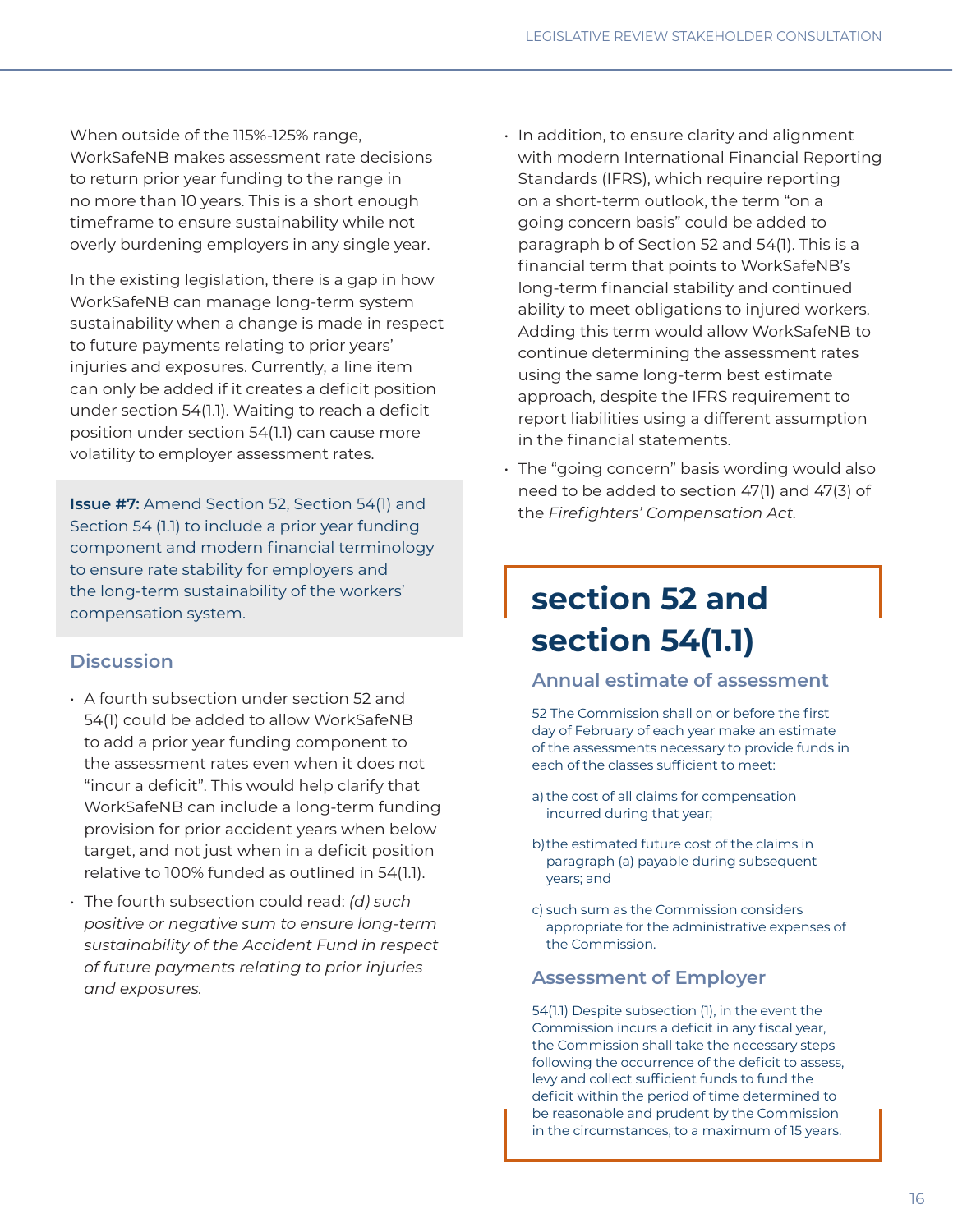When outside of the 115%-125% range, WorkSafeNB makes assessment rate decisions to return prior year funding to the range in no more than 10 years. This is a short enough timeframe to ensure sustainability while not overly burdening employers in any single year.

In the existing legislation, there is a gap in how WorkSafeNB can manage long-term system sustainability when a change is made in respect to future payments relating to prior years' injuries and exposures. Currently, a line item can only be added if it creates a deficit position under section 54(1.1). Waiting to reach a deficit position under section 54(1.1) can cause more volatility to employer assessment rates.

**Issue #7:** Amend Section 52, Section 54(1) and Section 54 (1.1) to include a prior year funding component and modern financial terminology to ensure rate stability for employers and the long-term sustainability of the workers' compensation system.

### Discussion

- A fourth subsection under section 52 and 54(1) could be added to allow WorkSafeNB to add a prior year funding component to the assessment rates even when it does not "incur a deficit". This would help clarify that WorkSafeNB can include a long-term funding provision for prior accident years when below target, and not just when in a deficit position relative to 100% funded as outlined in 54(1.1).
- The fourth subsection could read: *(d) such positive or negative sum to ensure long-term sustainability of the Accident Fund in respect of future payments relating to prior injuries and exposures.*
- In addition, to ensure clarity and alignment with modern International Financial Reporting Standards (IFRS), which require reporting on a short-term outlook, the term "on a going concern basis" could be added to paragraph b of Section 52 and 54(1). This is a financial term that points to WorkSafeNB's long-term financial stability and continued ability to meet obligations to injured workers. Adding this term would allow WorkSafeNB to continue determining the assessment rates using the same long-term best estimate approach, despite the IFRS requirement to report liabilities using a different assumption in the financial statements.
- The "going concern" basis wording would also need to be added to section 47(1) and 47(3) of the *Firefighters' Compensation Act*.

## section 52 and section 54(1.1)

### Annual estimate of assessment

52 The Commission shall on or before the first day of February of each year make an estimate of the assessments necessary to provide funds in each of the classes sufficient to meet:

a) the cost of all claims for compensation incurred during that year;

b) the estimated future cost of the claims in paragraph (a) payable during subsequent years; and

c) such sum as the Commission considers appropriate for the administrative expenses of the Commission.

### Assessment of Employer

54(1.1) Despite subsection (1), in the event the Commission incurs a deficit in any fiscal year, the Commission shall take the necessary steps following the occurrence of the deficit to assess, levy and collect sufficient funds to fund the deficit within the period of time determined to be reasonable and prudent by the Commission in the circumstances, to a maximum of 15 years.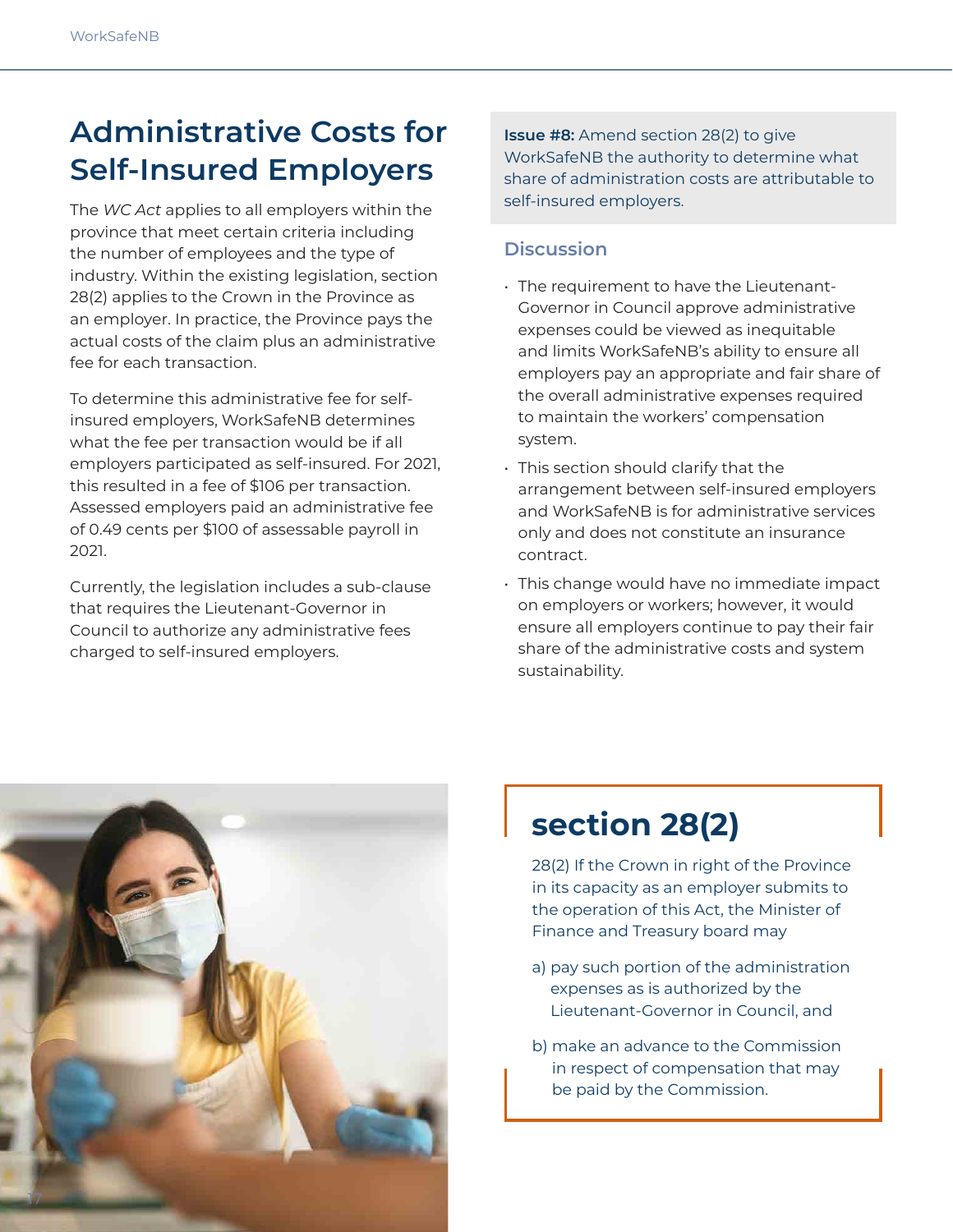# Administrative Costs for Self-Insured Employers

The *WC Act* applies to all employers within the province that meet certain criteria including the number of employees and the type of industry. Within the existing legislation, section 28(2) applies to the Crown in the Province as an employer. In practice, the Province pays the actual costs of the claim plus an administrative fee for each transaction.

To determine this administrative fee for self-insured employers, WorkSafeNB determines what the fee per transaction would be if all employers participated as self-insured. For 2021, this resulted in a fee of $106 per transaction. Assessed employers paid an administrative fee of 0.49 cents per $100 of assessable payroll in 2021.

Currently, the legislation includes a sub-clause that requires the Lieutenant-Governor in Council to authorize any administrative fees charged to self-insured employers.

**Issue #8:** Amend section 28(2) to give WorkSafeNB the authority to determine what share of administration costs are attributable to self-insured employers.

### Discussion

- The requirement to have the Lieutenant-Governor in Council approve administrative expenses could be viewed as inequitable and limits WorkSafeNB's ability to ensure all employers pay an appropriate and fair share of the overall administrative expenses required to maintain the workers' compensation system.
- This section should clarify that the arrangement between self-insured employers and WorkSafeNB is for administrative services only and does not constitute an insurance contract.
- This change would have no immediate impact on employers or workers; however, it would ensure all employers continue to pay their fair share of the administrative costs and system sustainability.

## section 28(2)

28(2) If the Crown in right of the Province in its capacity as an employer submits to the operation of this Act, the Minister of Finance and Treasury board may

a) pay such portion of the administration expenses as is authorized by the Lieutenant-Governor in Council, and

b) make an advance to the Commission in respect of compensation that may be paid by the Commission.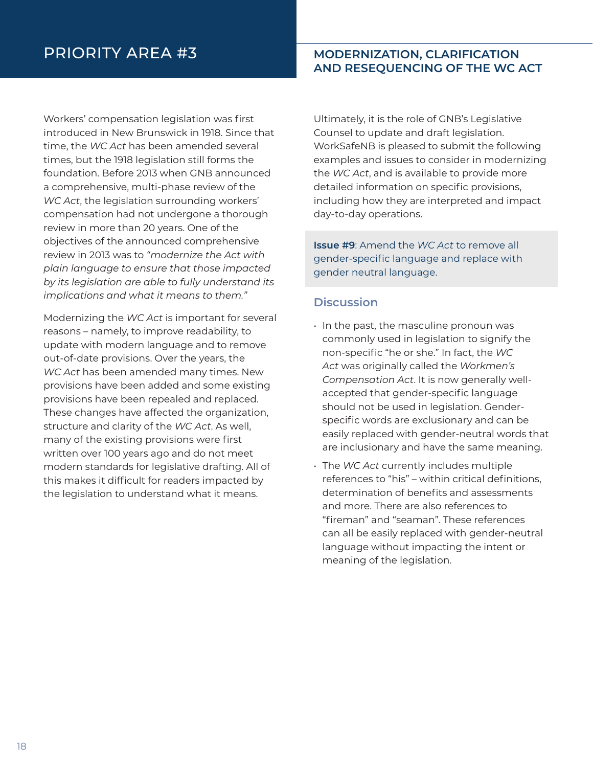# PRIORITY AREA #3

## MODERNIZATION, CLARIFICATION AND RESEQUENCING OF THE WC ACT

Workers' compensation legislation was first introduced in New Brunswick in 1918. Since that time, the *WC Act* has been amended several times, but the 1918 legislation still forms the foundation. Before 2013 when GNB announced a comprehensive, multi-phase review of the *WC Act*, the legislation surrounding workers' compensation had not undergone a thorough review in more than 20 years. One of the objectives of the announced comprehensive review in 2013 was to *"modernize the Act with plain language to ensure that those impacted by its legislation are able to fully understand its implications and what it means to them."*

Modernizing the *WC Act* is important for several reasons – namely, to improve readability, to update with modern language and to remove out-of-date provisions. Over the years, the *WC Act* has been amended many times. New provisions have been added and some existing provisions have been repealed and replaced. These changes have affected the organization, structure and clarity of the *WC Act*. As well, many of the existing provisions were first written over 100 years ago and do not meet modern standards for legislative drafting. All of this makes it difficult for readers impacted by the legislation to understand what it means.

Ultimately, it is the role of GNB's Legislative Counsel to update and draft legislation. WorkSafeNB is pleased to submit the following examples and issues to consider in modernizing the *WC Act*, and is available to provide more detailed information on specific provisions, including how they are interpreted and impact day-to-day operations.

**Issue #9**: Amend the *WC Act* to remove all gender-specific language and replace with gender neutral language.

### Discussion

- In the past, the masculine pronoun was commonly used in legislation to signify the non-specific "he or she." In fact, the *WC Act* was originally called the *Workmen's Compensation Act*. It is now generally well-accepted that gender-specific language should not be used in legislation. Gender-specific words are exclusionary and can be easily replaced with gender-neutral words that are inclusionary and have the same meaning.
- The *WC Act* currently includes multiple references to "his" – within critical definitions, determination of benefits and assessments and more. There are also references to "fireman" and "seaman". These references can all be easily replaced with gender-neutral language without impacting the intent or meaning of the legislation.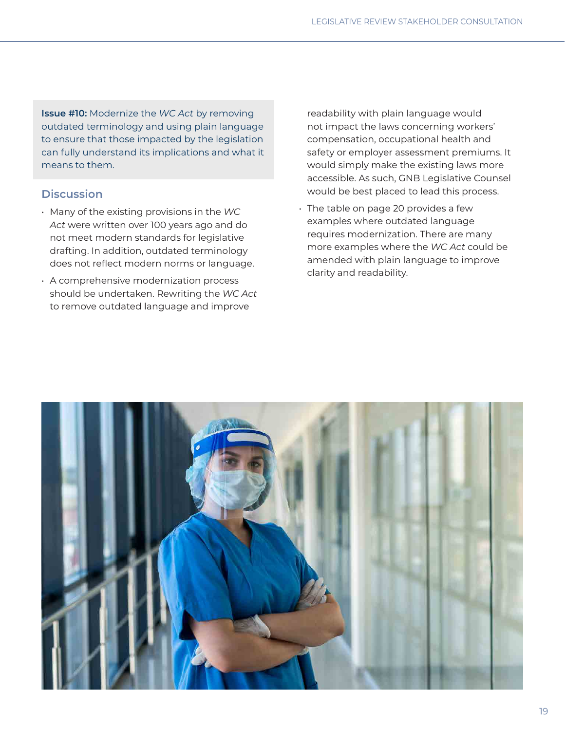**Issue #10:** Modernize the *WC Act* by removing outdated terminology and using plain language to ensure that those impacted by the legislation can fully understand its implications and what it means to them.

## Discussion

- Many of the existing provisions in the *WC Act* were written over 100 years ago and do not meet modern standards for legislative drafting. In addition, outdated terminology does not reflect modern norms or language.
- A comprehensive modernization process should be undertaken. Rewriting the *WC Act* to remove outdated language and improve readability with plain language would not impact the laws concerning workers' compensation, occupational health and safety or employer assessment premiums. It would simply make the existing laws more accessible. As such, GNB Legislative Counsel would be best placed to lead this process.
- The table on page 20 provides a few examples where outdated language requires modernization. There are many more examples where the *WC Act* could be amended with plain language to improve clarity and readability.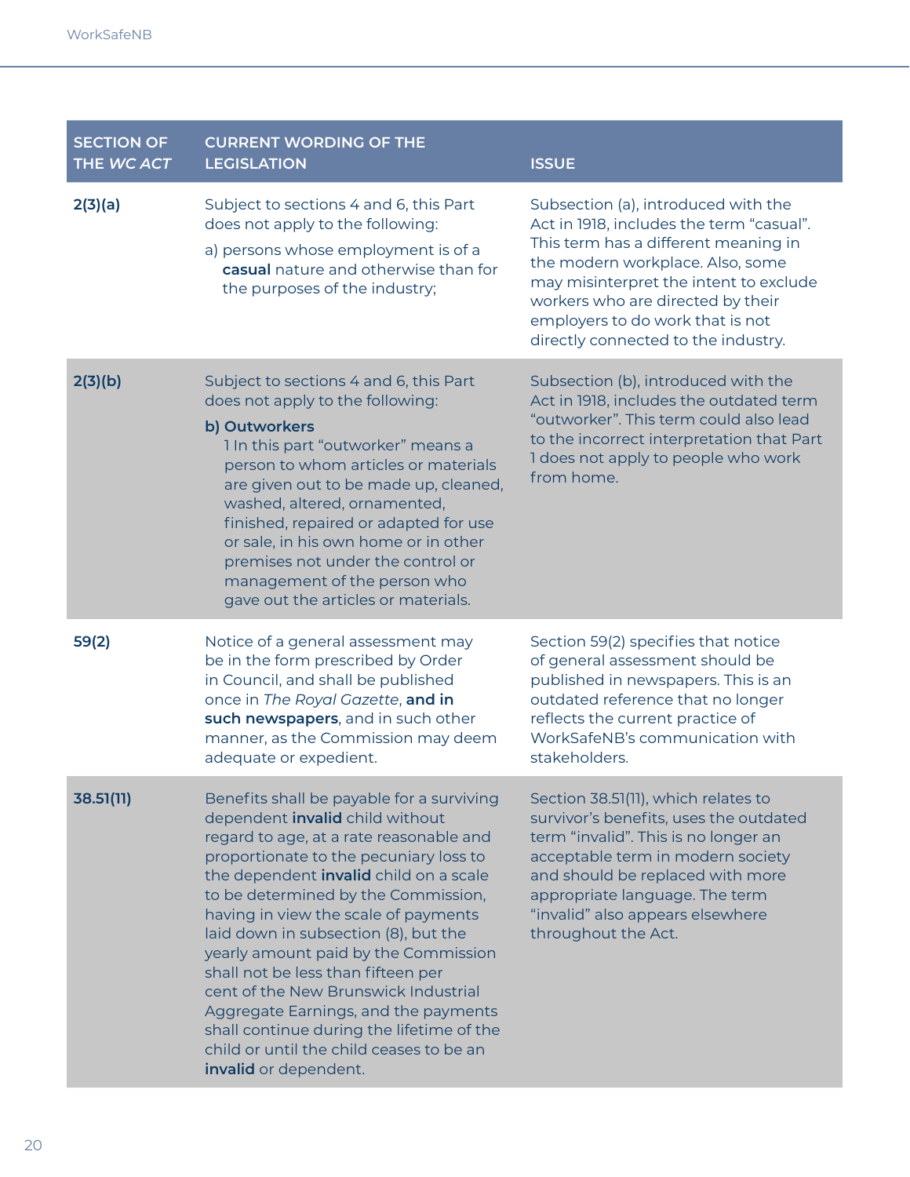| SECTION OF THE *WC ACT* | CURRENT WORDING OF THE LEGISLATION | ISSUE |
|---|---|---|
| **2(3)(a)** | Subject to sections 4 and 6, this Part does not apply to the following:<br>a) persons whose employment is of a **casual** nature and otherwise than for the purposes of the industry; | Subsection (a), introduced with the Act in 1918, includes the term "casual". This term has a different meaning in the modern workplace. Also, some may misinterpret the intent to exclude workers who are directed by their employers to do work that is not directly connected to the industry. |
| **2(3)(b)** | Subject to sections 4 and 6, this Part does not apply to the following:<br>**b) Outworkers**<br>1 In this part "outworker" means a person to whom articles or materials are given out to be made up, cleaned, washed, altered, ornamented, finished, repaired or adapted for use or sale, in his own home or in other premises not under the control or management of the person who gave out the articles or materials. | Subsection (b), introduced with the Act in 1918, includes the outdated term "outworker". This term could also lead to the incorrect interpretation that Part 1 does not apply to people who work from home. |
| **59(2)** | Notice of a general assessment may be in the form prescribed by Order in Council, and shall be published once in *The Royal Gazette*, **and in such newspapers**, and in such other manner, as the Commission may deem adequate or expedient. | Section 59(2) specifies that notice of general assessment should be published in newspapers. This is an outdated reference that no longer reflects the current practice of WorkSafeNB's communication with stakeholders. |
| **38.51(11)** | Benefits shall be payable for a surviving dependent **invalid** child without regard to age, at a rate reasonable and proportionate to the pecuniary loss to the dependent **invalid** child on a scale to be determined by the Commission, having in view the scale of payments laid down in subsection (8), but the yearly amount paid by the Commission shall not be less than fifteen per cent of the New Brunswick Industrial Aggregate Earnings, and the payments shall continue during the lifetime of the child or until the child ceases to be an **invalid** or dependent. | Section 38.51(11), which relates to survivor's benefits, uses the outdated term "invalid". This is no longer an acceptable term in modern society and should be replaced with more appropriate language. The term "invalid" also appears elsewhere throughout the Act. |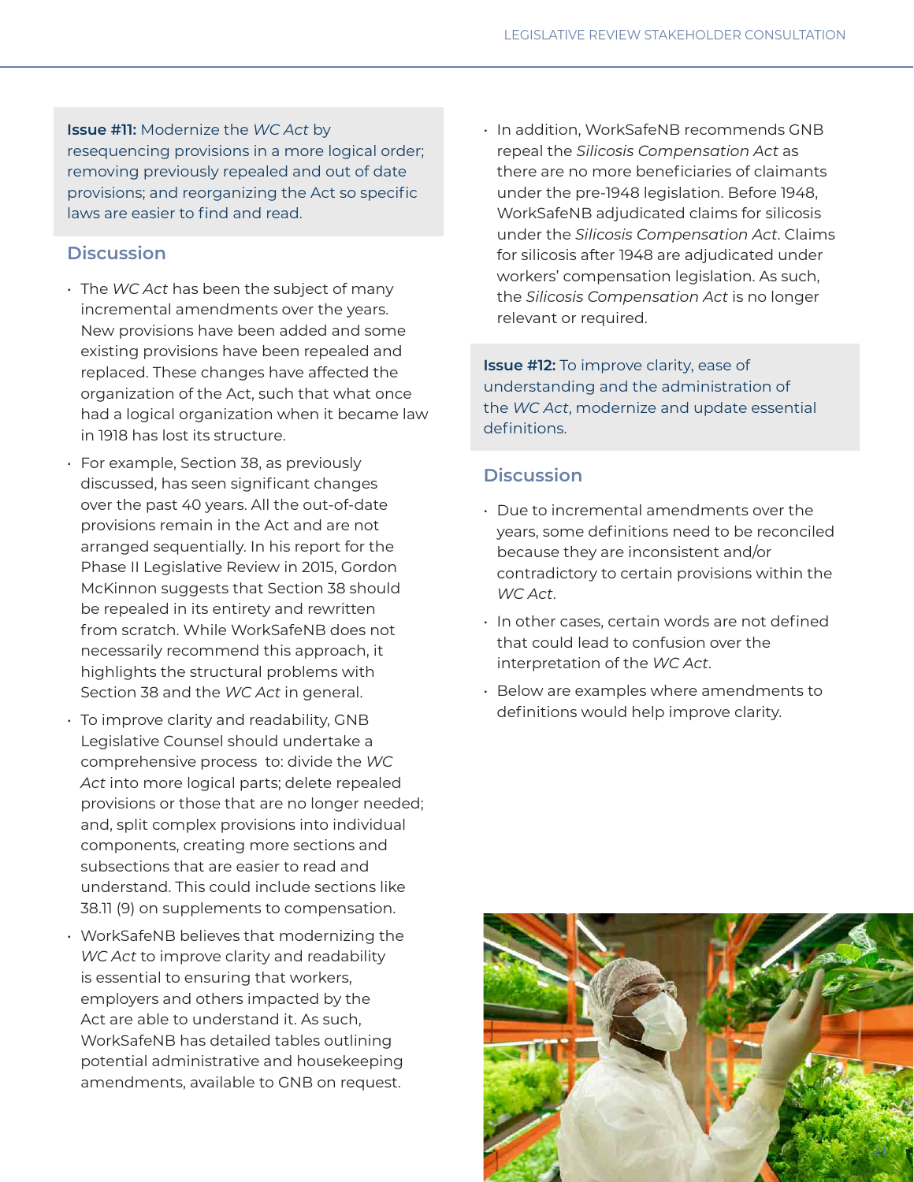**Issue #11:** Modernize the *WC Act* by resequencing provisions in a more logical order; removing previously repealed and out of date provisions; and reorganizing the Act so specific laws are easier to find and read.

### Discussion

- The *WC Act* has been the subject of many incremental amendments over the years. New provisions have been added and some existing provisions have been repealed and replaced. These changes have affected the organization of the Act, such that what once had a logical organization when it became law in 1918 has lost its structure.
- For example, Section 38, as previously discussed, has seen significant changes over the past 40 years. All the out-of-date provisions remain in the Act and are not arranged sequentially. In his report for the Phase II Legislative Review in 2015, Gordon McKinnon suggests that Section 38 should be repealed in its entirety and rewritten from scratch. While WorkSafeNB does not necessarily recommend this approach, it highlights the structural problems with Section 38 and the *WC Act* in general.
- To improve clarity and readability, GNB Legislative Counsel should undertake a comprehensive process to: divide the *WC Act* into more logical parts; delete repealed provisions or those that are no longer needed; and, split complex provisions into individual components, creating more sections and subsections that are easier to read and understand. This could include sections like 38.11 (9) on supplements to compensation.
- WorkSafeNB believes that modernizing the *WC Act* to improve clarity and readability is essential to ensuring that workers, employers and others impacted by the Act are able to understand it. As such, WorkSafeNB has detailed tables outlining potential administrative and housekeeping amendments, available to GNB on request.
- In addition, WorkSafeNB recommends GNB repeal the *Silicosis Compensation Act* as there are no more beneficiaries of claimants under the pre-1948 legislation. Before 1948, WorkSafeNB adjudicated claims for silicosis under the *Silicosis Compensation Act*. Claims for silicosis after 1948 are adjudicated under workers' compensation legislation. As such, the *Silicosis Compensation Act* is no longer relevant or required.

**Issue #12:** To improve clarity, ease of understanding and the administration of the *WC Act*, modernize and update essential definitions.

### Discussion

- Due to incremental amendments over the years, some definitions need to be reconciled because they are inconsistent and/or contradictory to certain provisions within the *WC Act*.
- In other cases, certain words are not defined that could lead to confusion over the interpretation of the *WC Act*.
- Below are examples where amendments to definitions would help improve clarity.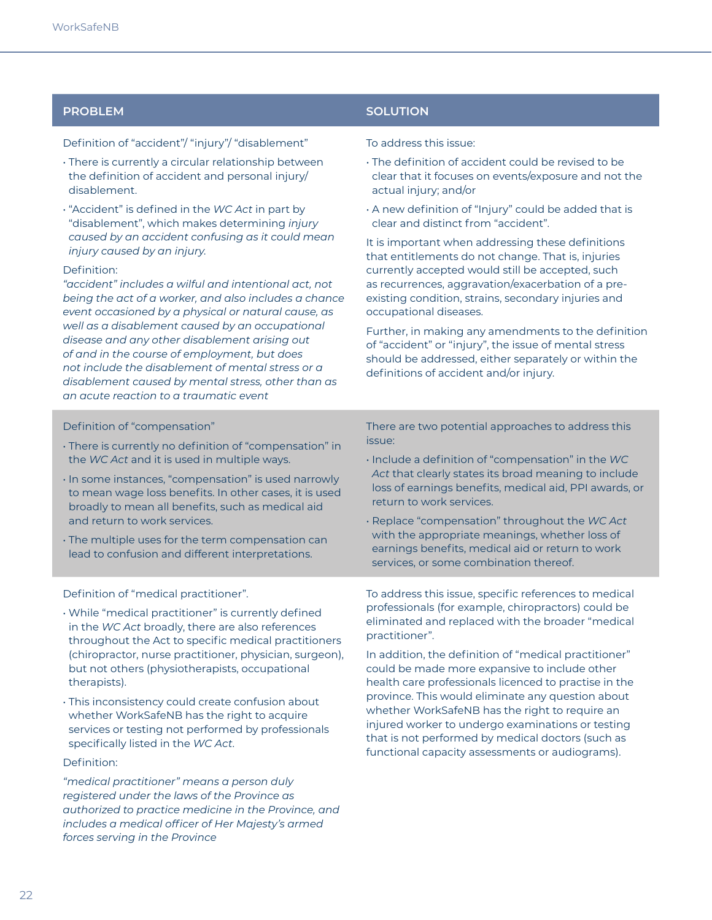| PROBLEM | SOLUTION |
|---|---|
| Definition of "accident"/ "injury"/ "disablement"<br><br>• There is currently a circular relationship between the definition of accident and personal injury/ disablement.<br><br>• "Accident" is defined in the *WC Act* in part by "disablement", which makes determining *injury caused by an accident confusing as it could mean injury caused by an injury.*<br><br>Definition:<br>*"accident" includes a wilful and intentional act, not being the act of a worker, and also includes a chance event occasioned by a physical or natural cause, as well as a disablement caused by an occupational disease and any other disablement arising out of and in the course of employment, but does not include the disablement of mental stress or a disablement caused by mental stress, other than as an acute reaction to a traumatic event* | To address this issue:<br><br>• The definition of accident could be revised to be clear that it focuses on events/exposure and not the actual injury; and/or<br><br>• A new definition of "Injury" could be added that is clear and distinct from "accident".<br><br>It is important when addressing these definitions that entitlements do not change. That is, injuries currently accepted would still be accepted, such as recurrences, aggravation/exacerbation of a pre-existing condition, strains, secondary injuries and occupational diseases.<br><br>Further, in making any amendments to the definition of "accident" or "injury", the issue of mental stress should be addressed, either separately or within the definitions of accident and/or injury. |
| Definition of "compensation"<br><br>• There is currently no definition of "compensation" in the *WC Act* and it is used in multiple ways.<br><br>• In some instances, "compensation" is used narrowly to mean wage loss benefits. In other cases, it is used broadly to mean all benefits, such as medical aid and return to work services.<br><br>• The multiple uses for the term compensation can lead to confusion and different interpretations. | There are two potential approaches to address this issue:<br><br>• Include a definition of "compensation" in the *WC Act* that clearly states its broad meaning to include loss of earnings benefits, medical aid, PPI awards, or return to work services.<br><br>• Replace "compensation" throughout the *WC Act* with the appropriate meanings, whether loss of earnings benefits, medical aid or return to work services, or some combination thereof. |
| Definition of "medical practitioner".<br><br>• While "medical practitioner" is currently defined in the *WC Act* broadly, there are also references throughout the Act to specific medical practitioners (chiropractor, nurse practitioner, physician, surgeon), but not others (physiotherapists, occupational therapists).<br><br>• This inconsistency could create confusion about whether WorkSafeNB has the right to acquire services or testing not performed by professionals specifically listed in the *WC Act*.<br><br>Definition:<br><br>*"medical practitioner" means a person duly registered under the laws of the Province as authorized to practice medicine in the Province, and includes a medical officer of Her Majesty's armed forces serving in the Province* | To address this issue, specific references to medical professionals (for example, chiropractors) could be eliminated and replaced with the broader "medical practitioner".<br><br>In addition, the definition of "medical practitioner" could be made more expansive to include other health care professionals licenced to practise in the province. This would eliminate any question about whether WorkSafeNB has the right to require an injured worker to undergo examinations or testing that is not performed by medical doctors (such as functional capacity assessments or audiograms). |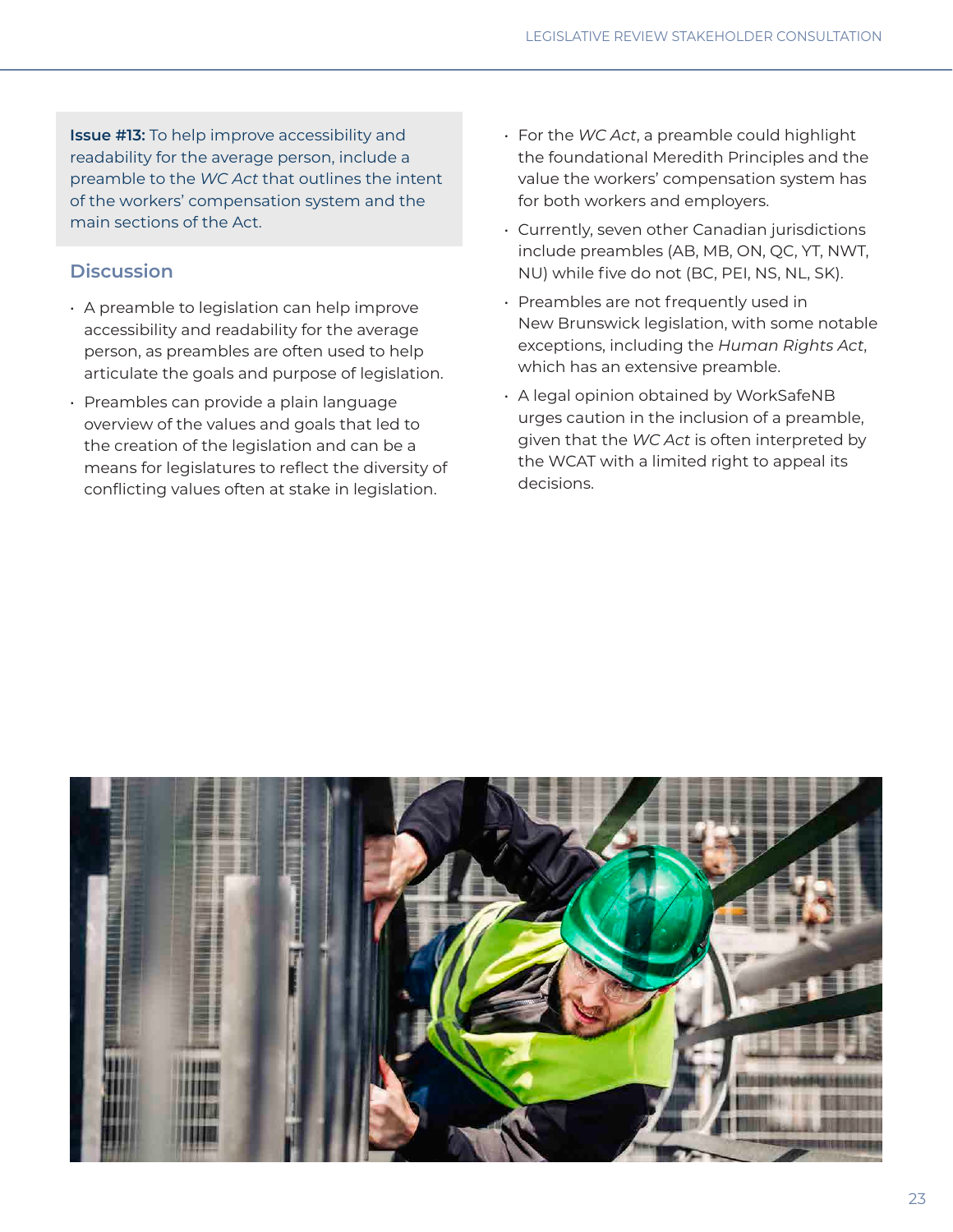**Issue #13:** To help improve accessibility and readability for the average person, include a preamble to the *WC Act* that outlines the intent of the workers' compensation system and the main sections of the Act.

## Discussion

- A preamble to legislation can help improve accessibility and readability for the average person, as preambles are often used to help articulate the goals and purpose of legislation.
- Preambles can provide a plain language overview of the values and goals that led to the creation of the legislation and can be a means for legislatures to reflect the diversity of conflicting values often at stake in legislation.
- For the *WC Act*, a preamble could highlight the foundational Meredith Principles and the value the workers' compensation system has for both workers and employers.
- Currently, seven other Canadian jurisdictions include preambles (AB, MB, ON, QC, YT, NWT, NU) while five do not (BC, PEI, NS, NL, SK).
- Preambles are not frequently used in New Brunswick legislation, with some notable exceptions, including the *Human Rights Act*, which has an extensive preamble.
- A legal opinion obtained by WorkSafeNB urges caution in the inclusion of a preamble, given that the *WC Act* is often interpreted by the WCAT with a limited right to appeal its decisions.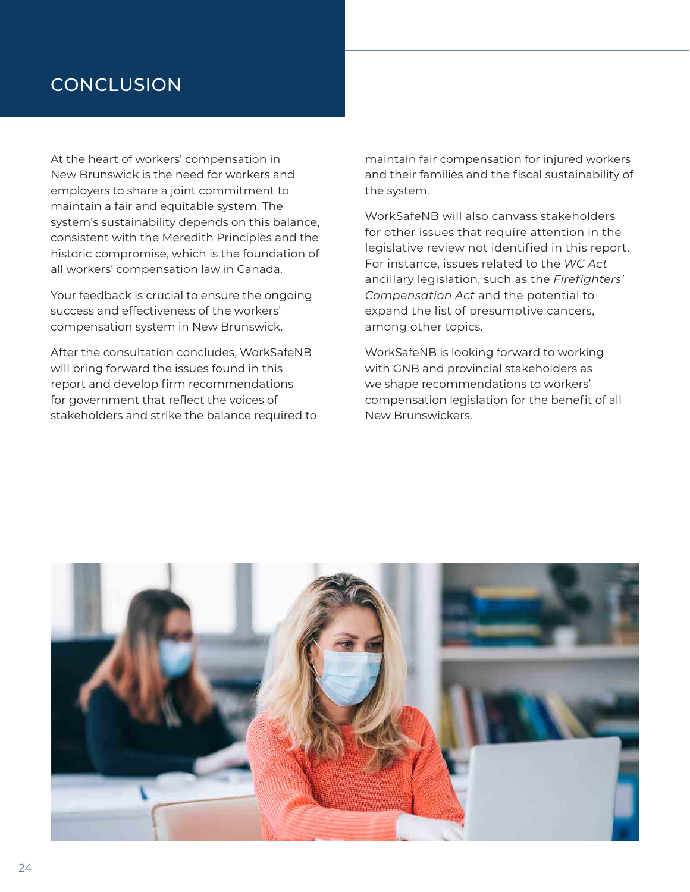# CONCLUSION

At the heart of workers' compensation in New Brunswick is the need for workers and employers to share a joint commitment to maintain a fair and equitable system. The system's sustainability depends on this balance, consistent with the Meredith Principles and the historic compromise, which is the foundation of all workers' compensation law in Canada.

Your feedback is crucial to ensure the ongoing success and effectiveness of the workers' compensation system in New Brunswick.

After the consultation concludes, WorkSafeNB will bring forward the issues found in this report and develop firm recommendations for government that reflect the voices of stakeholders and strike the balance required to maintain fair compensation for injured workers and their families and the fiscal sustainability of the system.

WorkSafeNB will also canvass stakeholders for other issues that require attention in the legislative review not identified in this report. For instance, issues related to the *WC Act* ancillary legislation, such as the *Firefighters' Compensation Act* and the potential to expand the list of presumptive cancers, among other topics.

WorkSafeNB is looking forward to working with GNB and provincial stakeholders as we shape recommendations to workers' compensation legislation for the benefit of all New Brunswickers.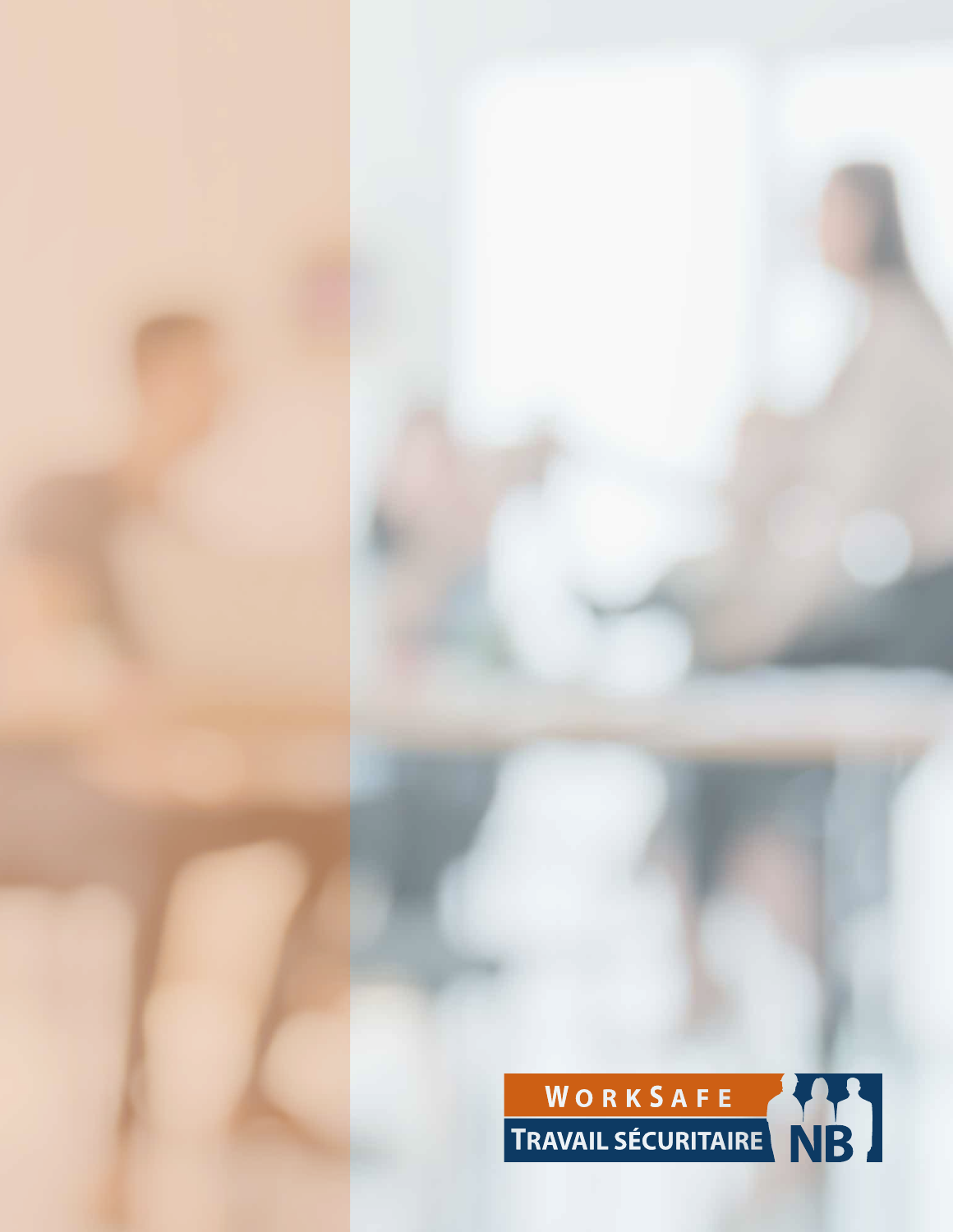WORKSAFE

TRAVAIL SÉCURITAIRE NB